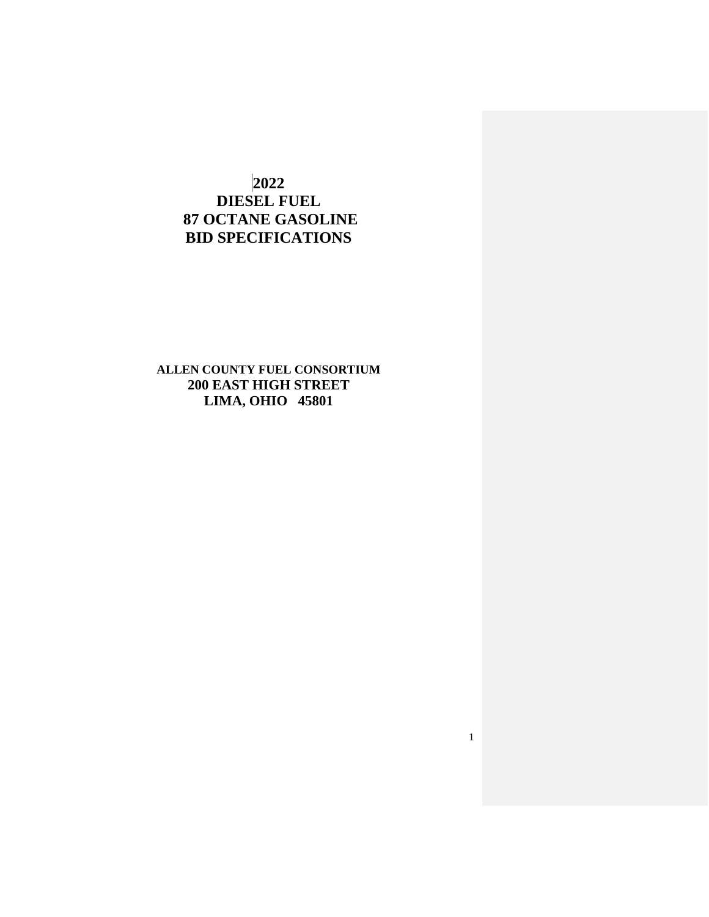# 2022
# DIESEL FUEL
# 87 OCTANE GASOLINE
# BID SPECIFICATIONS

**ALLEN COUNTY FUEL CONSORTIUM**
**200 EAST HIGH STREET**
**LIMA, OHIO 45801**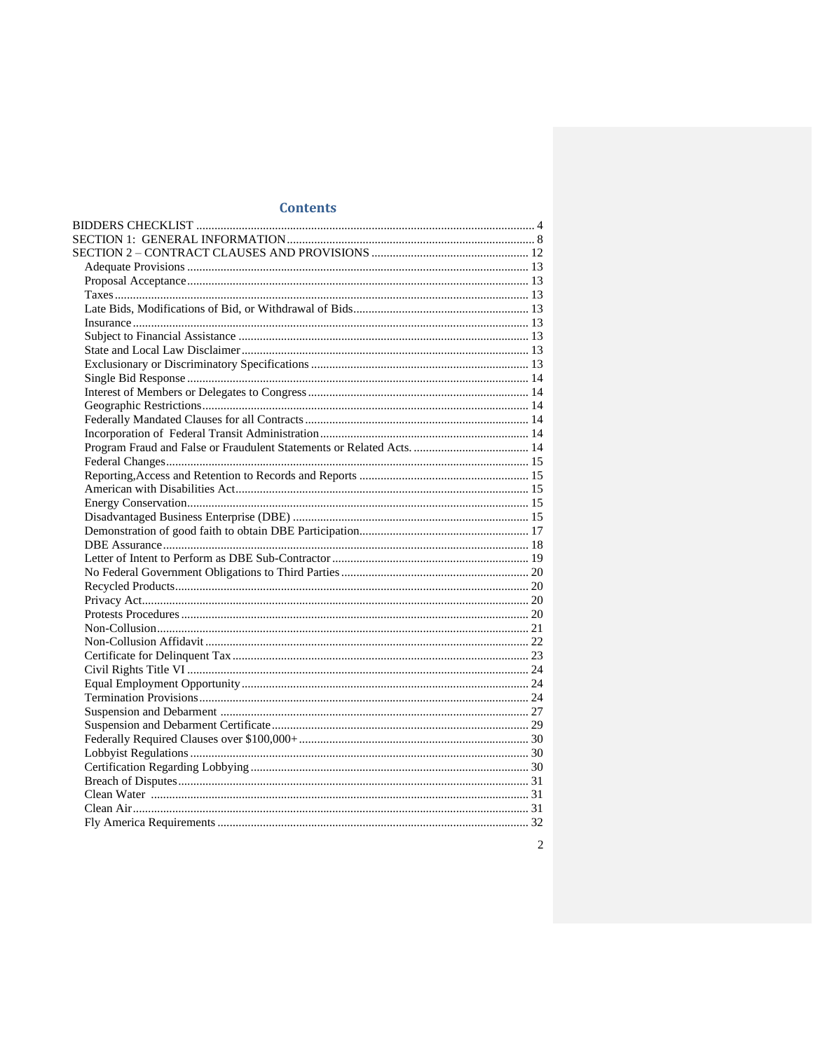## Contents

- BIDDERS CHECKLIST ..... 4
- SECTION 1: GENERAL INFORMATION ..... 8
- SECTION 2 – CONTRACT CLAUSES AND PROVISIONS ..... 12
  - Adequate Provisions ..... 13
  - Proposal Acceptance ..... 13
  - Taxes ..... 13
  - Late Bids, Modifications of Bid, or Withdrawal of Bids ..... 13
  - Insurance ..... 13
  - Subject to Financial Assistance ..... 13
  - State and Local Law Disclaimer ..... 13
  - Exclusionary or Discriminatory Specifications ..... 13
  - Single Bid Response ..... 14
  - Interest of Members or Delegates to Congress ..... 14
  - Geographic Restrictions ..... 14
  - Federally Mandated Clauses for all Contracts ..... 14
  - Incorporation of Federal Transit Administration ..... 14
  - Program Fraud and False or Fraudulent Statements or Related Acts. ..... 14
  - Federal Changes ..... 15
  - Reporting,Access and Retention to Records and Reports ..... 15
  - American with Disabilities Act ..... 15
  - Energy Conservation ..... 15
  - Disadvantaged Business Enterprise (DBE) ..... 15
  - Demonstration of good faith to obtain DBE Participation ..... 17
  - DBE Assurance ..... 18
  - Letter of Intent to Perform as DBE Sub-Contractor ..... 19
  - No Federal Government Obligations to Third Parties ..... 20
  - Recycled Products ..... 20
  - Privacy Act ..... 20
  - Protests Procedures ..... 20
  - Non-Collusion ..... 21
  - Non-Collusion Affidavit ..... 22
  - Certificate for Delinquent Tax ..... 23
  - Civil Rights Title VI ..... 24
  - Equal Employment Opportunity ..... 24
  - Termination Provisions ..... 24
  - Suspension and Debarment ..... 27
  - Suspension and Debarment Certificate ..... 29
  - Federally Required Clauses over $100,000+ ..... 30
  - Lobbyist Regulations ..... 30
  - Certification Regarding Lobbying ..... 30
  - Breach of Disputes ..... 31
  - Clean Water ..... 31
  - Clean Air ..... 31
  - Fly America Requirements ..... 32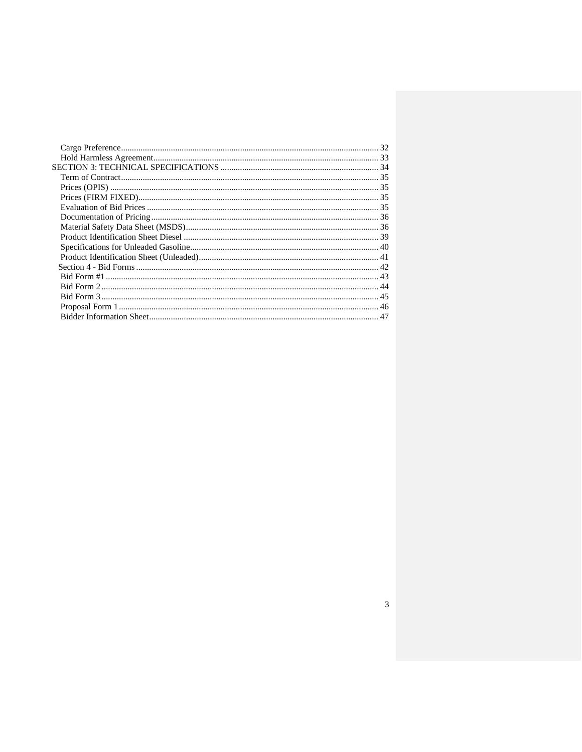Cargo Preference ........................................................................................................ 32
Hold Harmless Agreement ........................................................................................... 33
SECTION 3: TECHNICAL SPECIFICATIONS ......................................................................... 34
Term of Contract ......................................................................................................... 35
Prices (OPIS) ............................................................................................................. 35
Prices (FIRM FIXED) .................................................................................................. 35
Evaluation of Bid Prices ............................................................................................. 35
Documentation of Pricing ........................................................................................... 36
Material Safety Data Sheet (MSDS) ............................................................................ 36
Product Identification Sheet Diesel ............................................................................. 39
Specifications for Unleaded Gasoline ......................................................................... 40
Product Identification Sheet (Unleaded) ..................................................................... 41
Section 4 - Bid Forms .................................................................................................. 42
Bid Form #1 ................................................................................................................ 43
Bid Form 2 .................................................................................................................. 44
Bid Form 3 .................................................................................................................. 45
Proposal Form 1 .......................................................................................................... 46
Bidder Information Sheet ............................................................................................ 47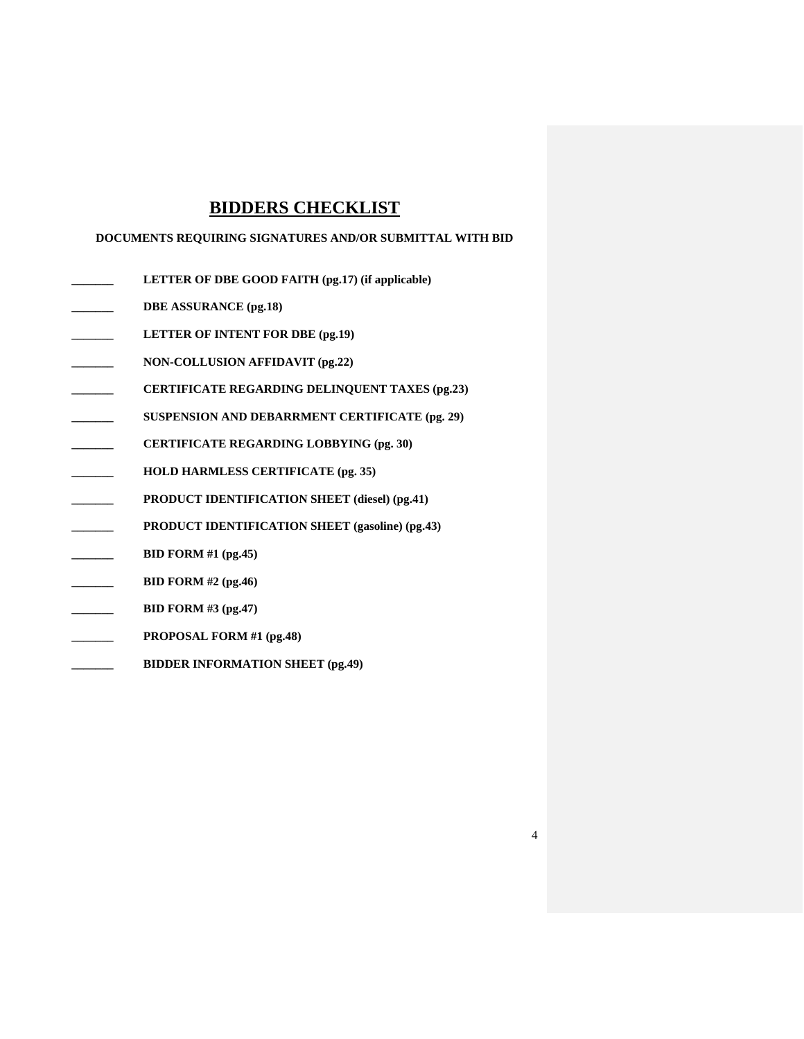# BIDDERS CHECKLIST

**DOCUMENTS REQUIRING SIGNATURES AND/OR SUBMITTAL WITH BID**

_______ **LETTER OF DBE GOOD FAITH (pg.17) (if applicable)**

_______ **DBE ASSURANCE (pg.18)**

_______ **LETTER OF INTENT FOR DBE (pg.19)**

_______ **NON-COLLUSION AFFIDAVIT (pg.22)**

_______ **CERTIFICATE REGARDING DELINQUENT TAXES (pg.23)**

_______ **SUSPENSION AND DEBARRMENT CERTIFICATE (pg. 29)**

_______ **CERTIFICATE REGARDING LOBBYING (pg. 30)**

_______ **HOLD HARMLESS CERTIFICATE (pg. 35)**

_______ **PRODUCT IDENTIFICATION SHEET (diesel) (pg.41)**

_______ **PRODUCT IDENTIFICATION SHEET (gasoline) (pg.43)**

_______ **BID FORM #1 (pg.45)**

_______ **BID FORM #2 (pg.46)**

_______ **BID FORM #3 (pg.47)**

_______ **PROPOSAL FORM #1 (pg.48)**

_______ **BIDDER INFORMATION SHEET (pg.49)**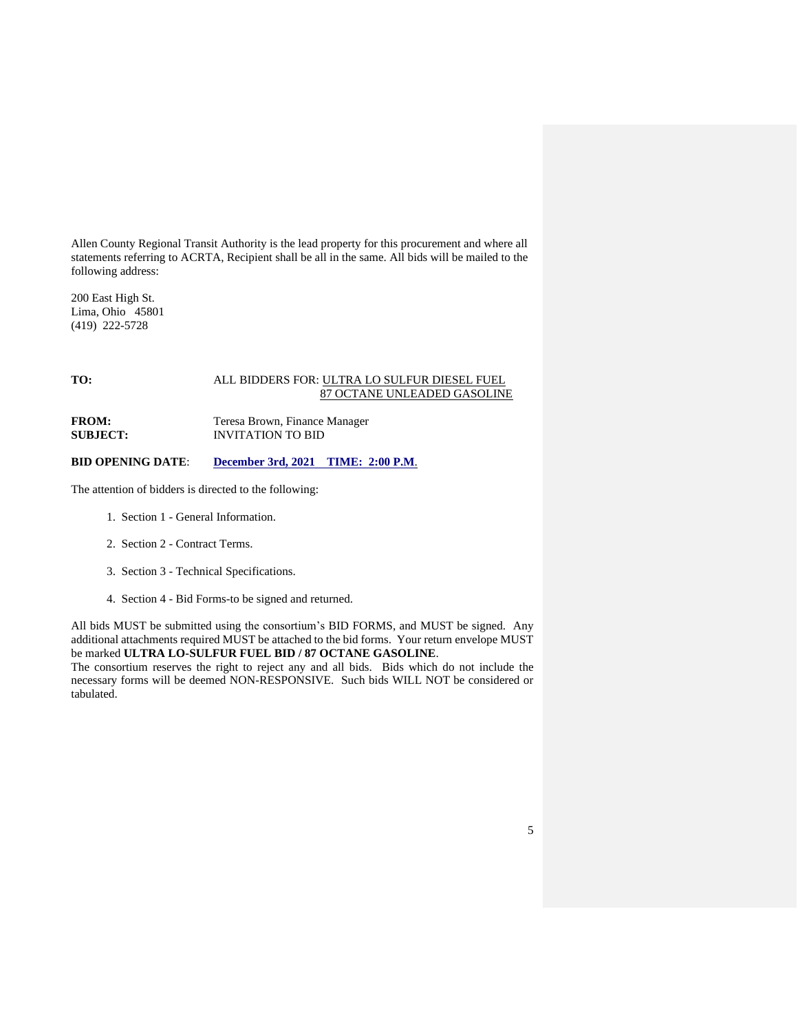Allen County Regional Transit Authority is the lead property for this procurement and where all statements referring to ACRTA, Recipient shall be all in the same. All bids will be mailed to the following address:

200 East High St.
Lima, Ohio 45801
(419) 222-5728

**TO:** ALL BIDDERS FOR: ULTRA LO SULFUR DIESEL FUEL
87 OCTANE UNLEADED GASOLINE

**FROM:** Teresa Brown, Finance Manager
**SUBJECT:** INVITATION TO BID

**BID OPENING DATE**: **December 3rd, 2021 TIME: 2:00 P.M**.

The attention of bidders is directed to the following:

1. Section 1 - General Information.
2. Section 2 - Contract Terms.
3. Section 3 - Technical Specifications.
4. Section 4 - Bid Forms-to be signed and returned.

All bids MUST be submitted using the consortium's BID FORMS, and MUST be signed. Any additional attachments required MUST be attached to the bid forms. Your return envelope MUST be marked **ULTRA LO-SULFUR FUEL BID / 87 OCTANE GASOLINE**.
The consortium reserves the right to reject any and all bids. Bids which do not include the necessary forms will be deemed NON-RESPONSIVE. Such bids WILL NOT be considered or tabulated.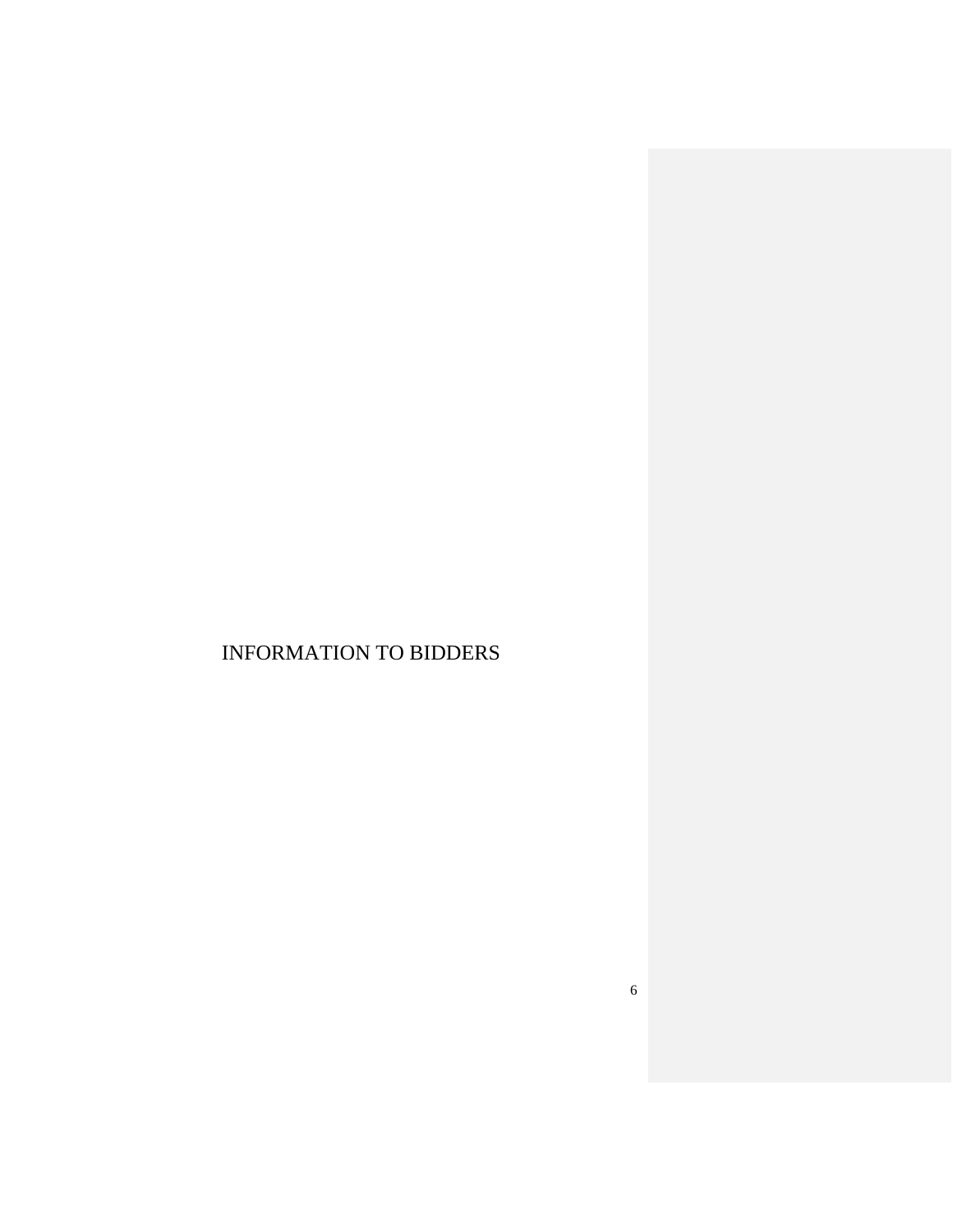# INFORMATION TO BIDDERS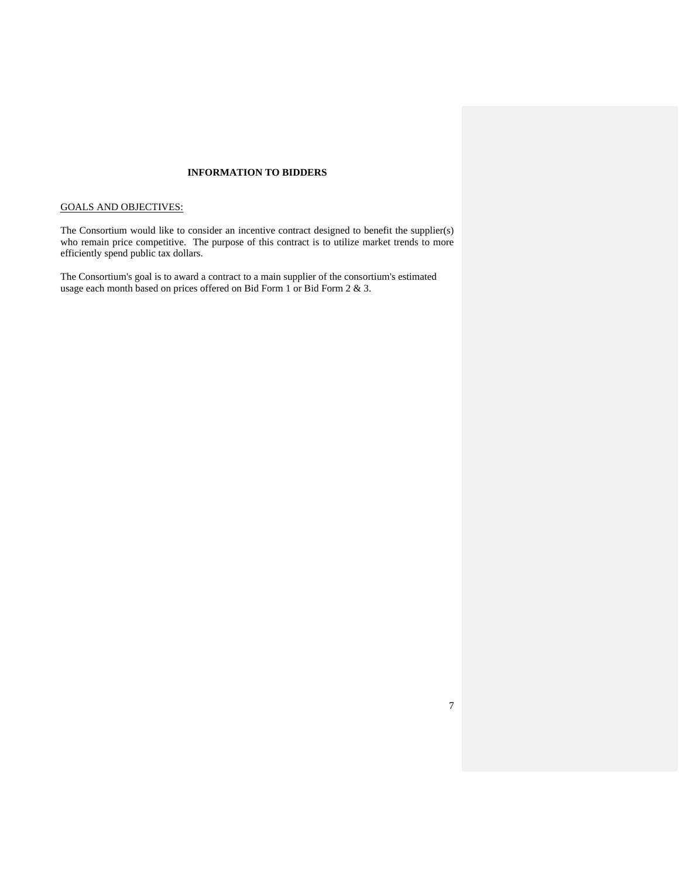# INFORMATION TO BIDDERS

<u>GOALS AND OBJECTIVES:</u>

The Consortium would like to consider an incentive contract designed to benefit the supplier(s) who remain price competitive. The purpose of this contract is to utilize market trends to more efficiently spend public tax dollars.

The Consortium's goal is to award a contract to a main supplier of the consortium's estimated usage each month based on prices offered on Bid Form 1 or Bid Form 2 & 3.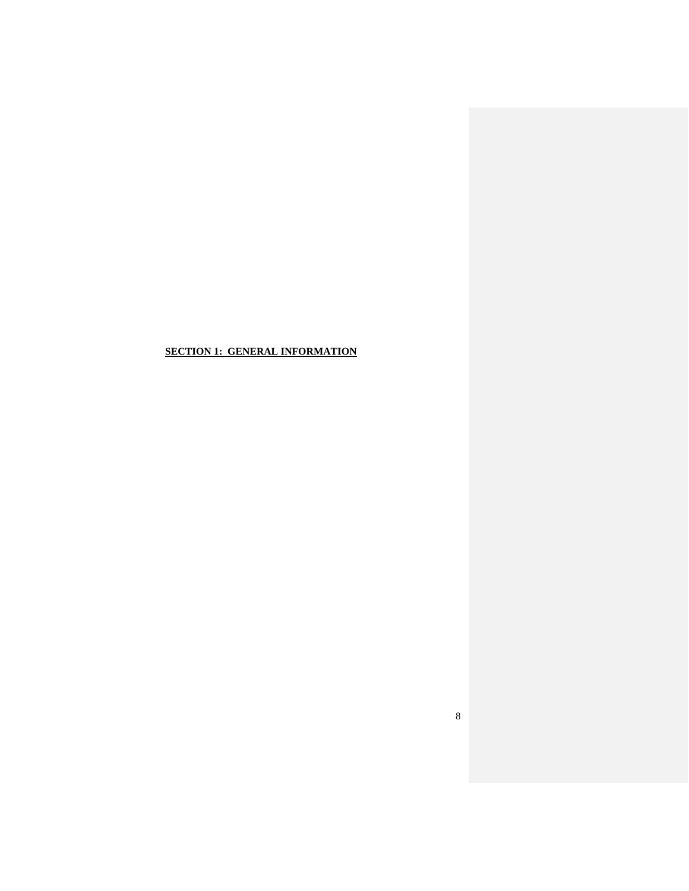# **SECTION 1: GENERAL INFORMATION**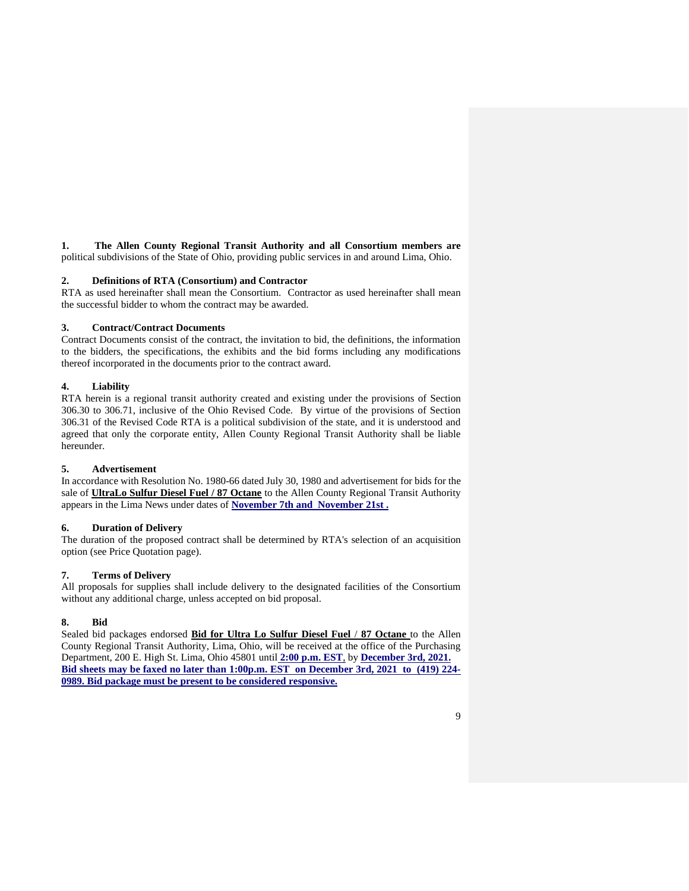**1. The Allen County Regional Transit Authority and all Consortium members are** political subdivisions of the State of Ohio, providing public services in and around Lima, Ohio.

**2. Definitions of RTA (Consortium) and Contractor**
RTA as used hereinafter shall mean the Consortium. Contractor as used hereinafter shall mean the successful bidder to whom the contract may be awarded.

**3. Contract/Contract Documents**
Contract Documents consist of the contract, the invitation to bid, the definitions, the information to the bidders, the specifications, the exhibits and the bid forms including any modifications thereof incorporated in the documents prior to the contract award.

**4. Liability**
RTA herein is a regional transit authority created and existing under the provisions of Section 306.30 to 306.71, inclusive of the Ohio Revised Code. By virtue of the provisions of Section 306.31 of the Revised Code RTA is a political subdivision of the state, and it is understood and agreed that only the corporate entity, Allen County Regional Transit Authority shall be liable hereunder.

**5. Advertisement**
In accordance with Resolution No. 1980-66 dated July 30, 1980 and advertisement for bids for the sale of **UltraLo Sulfur Diesel Fuel / 87 Octane** to the Allen County Regional Transit Authority appears in the Lima News under dates of **November 7th and November 21st .**

**6. Duration of Delivery**
The duration of the proposed contract shall be determined by RTA's selection of an acquisition option (see Price Quotation page).

**7. Terms of Delivery**
All proposals for supplies shall include delivery to the designated facilities of the Consortium without any additional charge, unless accepted on bid proposal.

**8. Bid**
Sealed bid packages endorsed **Bid for Ultra Lo Sulfur Diesel Fuel / 87 Octane** to the Allen County Regional Transit Authority, Lima, Ohio, will be received at the office of the Purchasing Department, 200 E. High St. Lima, Ohio 45801 until **2:00 p.m. EST**, by **December 3rd, 2021. Bid sheets may be faxed no later than 1:00p.m. EST on December 3rd, 2021 to (419) 224-0989. Bid package must be present to be considered responsive.**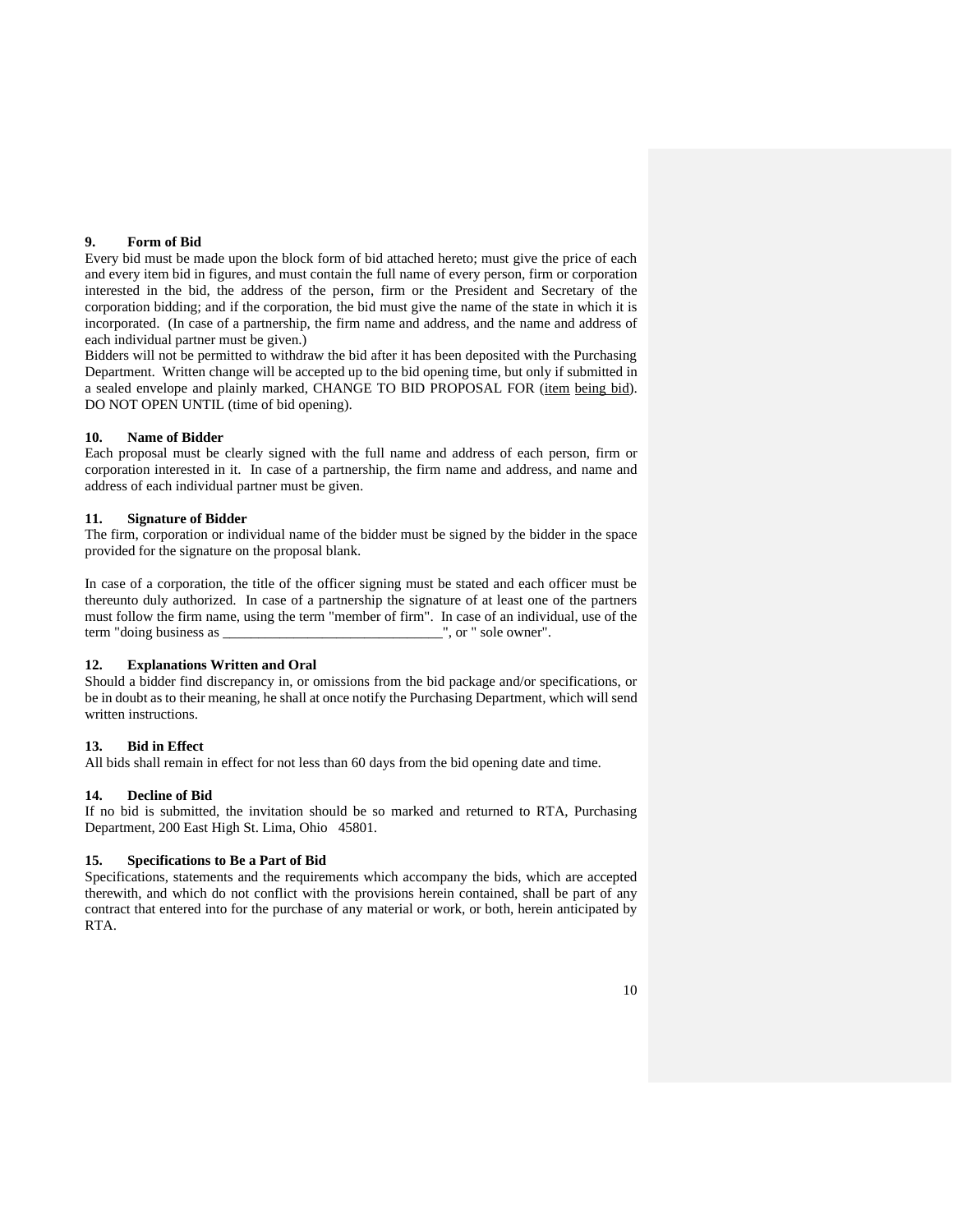**9. Form of Bid**

Every bid must be made upon the block form of bid attached hereto; must give the price of each and every item bid in figures, and must contain the full name of every person, firm or corporation interested in the bid, the address of the person, firm or the President and Secretary of the corporation bidding; and if the corporation, the bid must give the name of the state in which it is incorporated. (In case of a partnership, the firm name and address, and the name and address of each individual partner must be given.)

Bidders will not be permitted to withdraw the bid after it has been deposited with the Purchasing Department. Written change will be accepted up to the bid opening time, but only if submitted in a sealed envelope and plainly marked, CHANGE TO BID PROPOSAL FOR (item being bid). DO NOT OPEN UNTIL (time of bid opening).

**10. Name of Bidder**

Each proposal must be clearly signed with the full name and address of each person, firm or corporation interested in it. In case of a partnership, the firm name and address, and name and address of each individual partner must be given.

**11. Signature of Bidder**

The firm, corporation or individual name of the bidder must be signed by the bidder in the space provided for the signature on the proposal blank.

In case of a corporation, the title of the officer signing must be stated and each officer must be thereunto duly authorized. In case of a partnership the signature of at least one of the partners must follow the firm name, using the term "member of firm". In case of an individual, use of the term "doing business as ______________________________", or " sole owner".

**12. Explanations Written and Oral**

Should a bidder find discrepancy in, or omissions from the bid package and/or specifications, or be in doubt as to their meaning, he shall at once notify the Purchasing Department, which will send written instructions.

**13. Bid in Effect**

All bids shall remain in effect for not less than 60 days from the bid opening date and time.

**14. Decline of Bid**

If no bid is submitted, the invitation should be so marked and returned to RTA, Purchasing Department, 200 East High St. Lima, Ohio 45801.

**15. Specifications to Be a Part of Bid**

Specifications, statements and the requirements which accompany the bids, which are accepted therewith, and which do not conflict with the provisions herein contained, shall be part of any contract that entered into for the purchase of any material or work, or both, herein anticipated by RTA.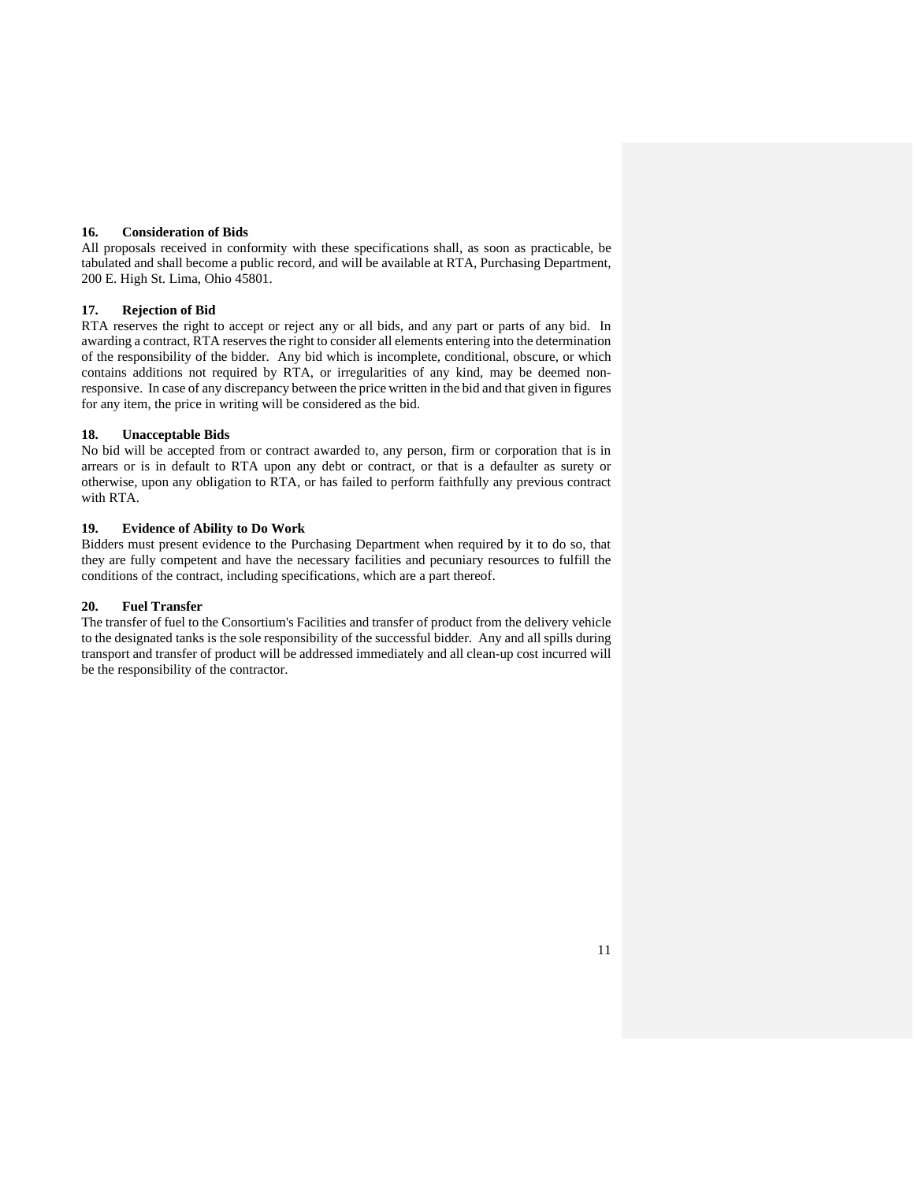**16. Consideration of Bids**

All proposals received in conformity with these specifications shall, as soon as practicable, be tabulated and shall become a public record, and will be available at RTA, Purchasing Department, 200 E. High St. Lima, Ohio 45801.

**17. Rejection of Bid**

RTA reserves the right to accept or reject any or all bids, and any part or parts of any bid. In awarding a contract, RTA reserves the right to consider all elements entering into the determination of the responsibility of the bidder. Any bid which is incomplete, conditional, obscure, or which contains additions not required by RTA, or irregularities of any kind, may be deemed non-responsive. In case of any discrepancy between the price written in the bid and that given in figures for any item, the price in writing will be considered as the bid.

**18. Unacceptable Bids**

No bid will be accepted from or contract awarded to, any person, firm or corporation that is in arrears or is in default to RTA upon any debt or contract, or that is a defaulter as surety or otherwise, upon any obligation to RTA, or has failed to perform faithfully any previous contract with RTA.

**19. Evidence of Ability to Do Work**

Bidders must present evidence to the Purchasing Department when required by it to do so, that they are fully competent and have the necessary facilities and pecuniary resources to fulfill the conditions of the contract, including specifications, which are a part thereof.

**20. Fuel Transfer**

The transfer of fuel to the Consortium's Facilities and transfer of product from the delivery vehicle to the designated tanks is the sole responsibility of the successful bidder. Any and all spills during transport and transfer of product will be addressed immediately and all clean-up cost incurred will be the responsibility of the contractor.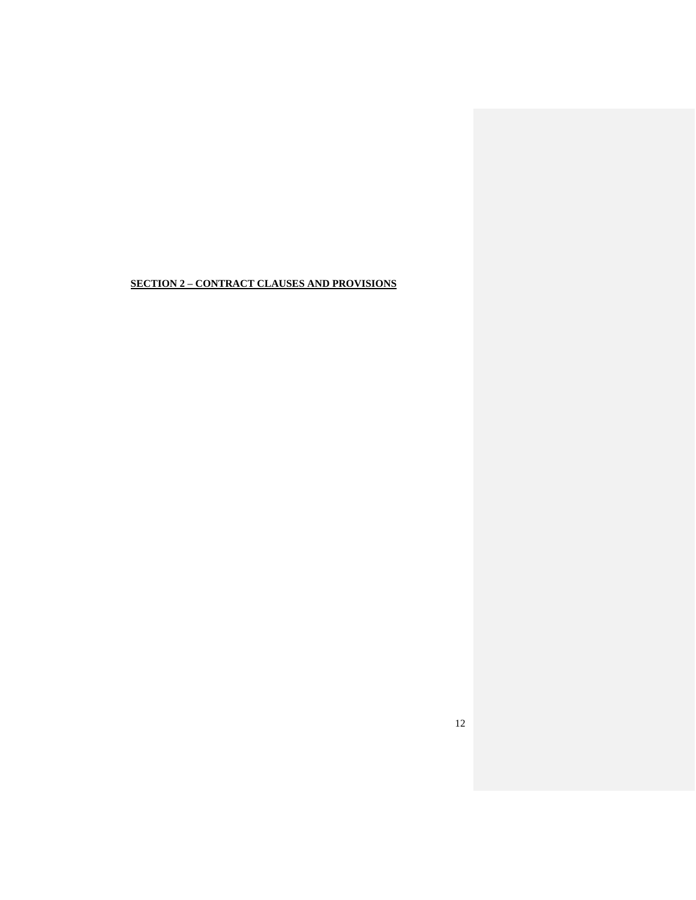## SECTION 2 – CONTRACT CLAUSES AND PROVISIONS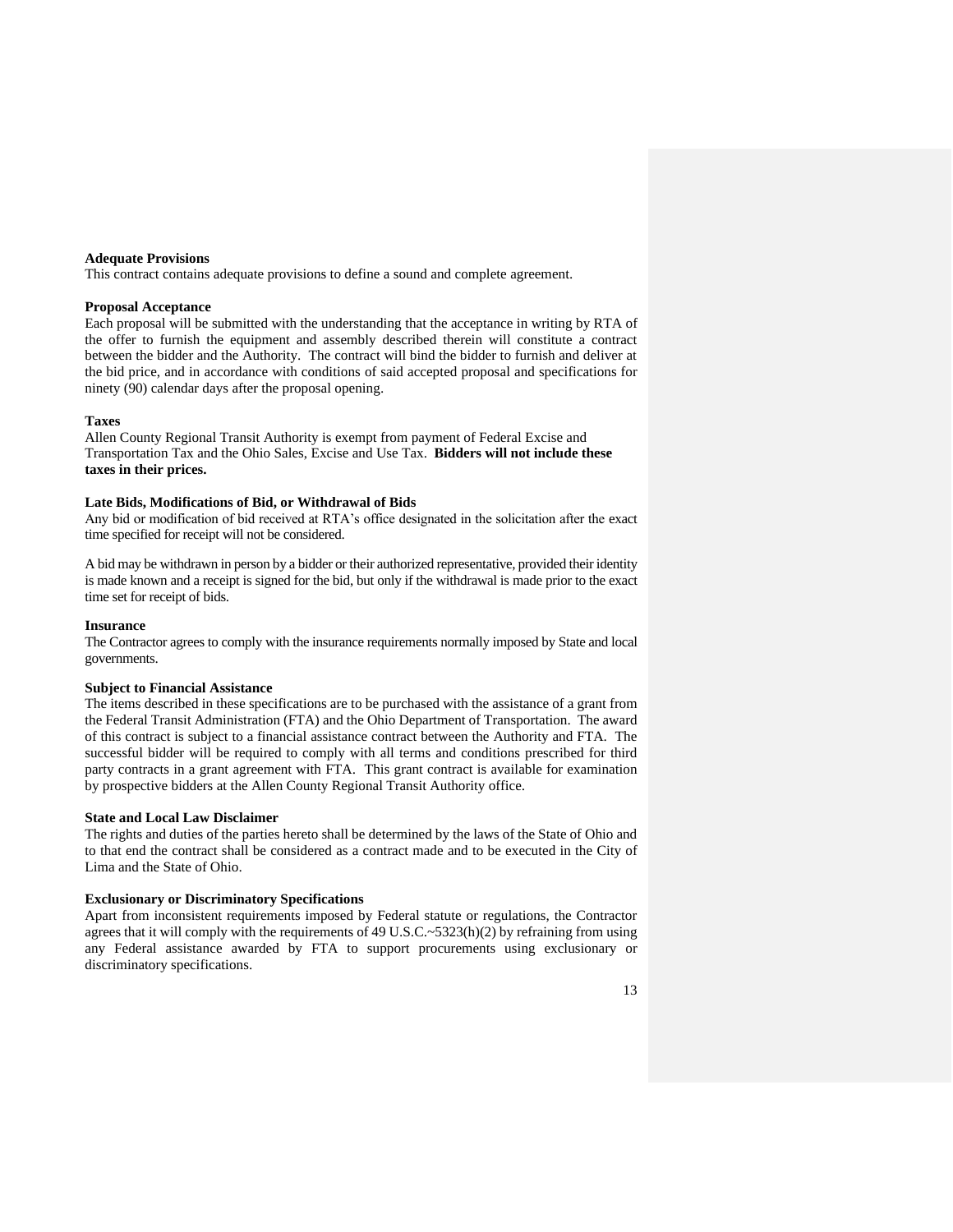**Adequate Provisions**
This contract contains adequate provisions to define a sound and complete agreement.

**Proposal Acceptance**
Each proposal will be submitted with the understanding that the acceptance in writing by RTA of the offer to furnish the equipment and assembly described therein will constitute a contract between the bidder and the Authority. The contract will bind the bidder to furnish and deliver at the bid price, and in accordance with conditions of said accepted proposal and specifications for ninety (90) calendar days after the proposal opening.

**Taxes**
Allen County Regional Transit Authority is exempt from payment of Federal Excise and Transportation Tax and the Ohio Sales, Excise and Use Tax. **Bidders will not include these taxes in their prices.**

**Late Bids, Modifications of Bid, or Withdrawal of Bids**
Any bid or modification of bid received at RTA's office designated in the solicitation after the exact time specified for receipt will not be considered.

A bid may be withdrawn in person by a bidder or their authorized representative, provided their identity is made known and a receipt is signed for the bid, but only if the withdrawal is made prior to the exact time set for receipt of bids.

**Insurance**
The Contractor agrees to comply with the insurance requirements normally imposed by State and local governments.

**Subject to Financial Assistance**
The items described in these specifications are to be purchased with the assistance of a grant from the Federal Transit Administration (FTA) and the Ohio Department of Transportation. The award of this contract is subject to a financial assistance contract between the Authority and FTA. The successful bidder will be required to comply with all terms and conditions prescribed for third party contracts in a grant agreement with FTA. This grant contract is available for examination by prospective bidders at the Allen County Regional Transit Authority office.

**State and Local Law Disclaimer**
The rights and duties of the parties hereto shall be determined by the laws of the State of Ohio and to that end the contract shall be considered as a contract made and to be executed in the City of Lima and the State of Ohio.

**Exclusionary or Discriminatory Specifications**
Apart from inconsistent requirements imposed by Federal statute or regulations, the Contractor agrees that it will comply with the requirements of 49 U.S.C.~5323(h)(2) by refraining from using any Federal assistance awarded by FTA to support procurements using exclusionary or discriminatory specifications.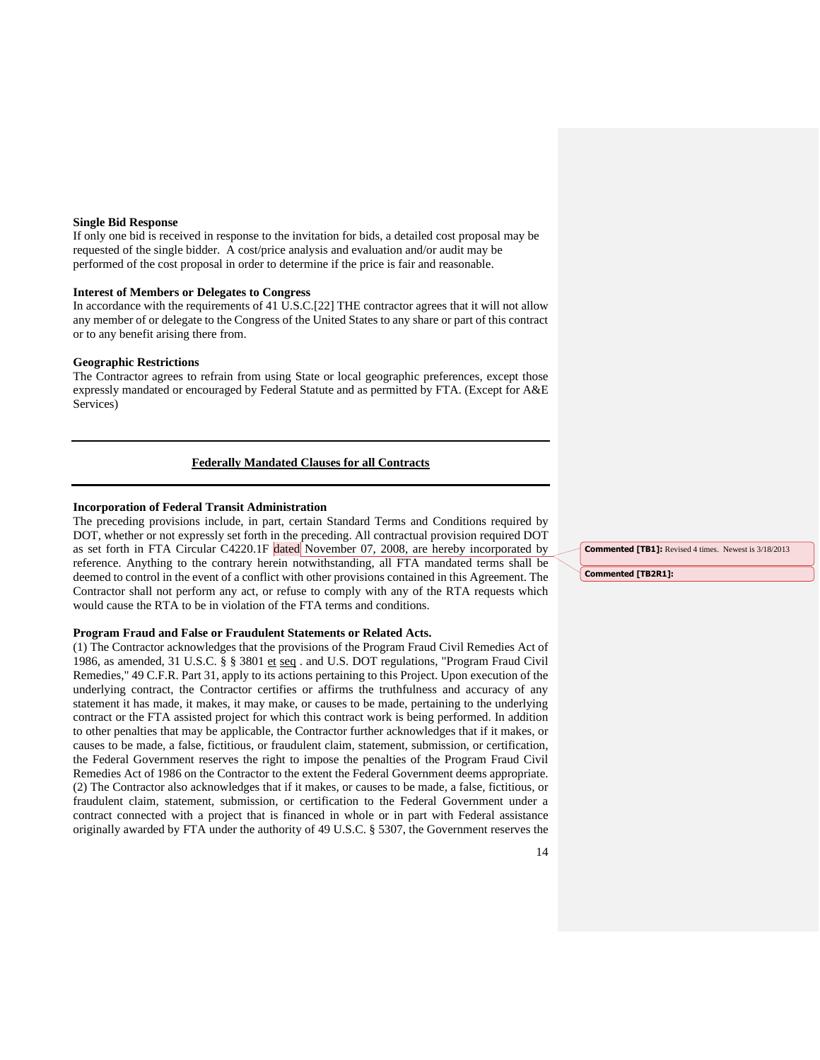**Single Bid Response**

If only one bid is received in response to the invitation for bids, a detailed cost proposal may be requested of the single bidder. A cost/price analysis and evaluation and/or audit may be performed of the cost proposal in order to determine if the price is fair and reasonable.

**Interest of Members or Delegates to Congress**

In accordance with the requirements of 41 U.S.C.[22] THE contractor agrees that it will not allow any member of or delegate to the Congress of the United States to any share or part of this contract or to any benefit arising there from.

**Geographic Restrictions**

The Contractor agrees to refrain from using State or local geographic preferences, except those expressly mandated or encouraged by Federal Statute and as permitted by FTA. (Except for A&E Services)

---

**Federally Mandated Clauses for all Contracts**

---

**Incorporation of Federal Transit Administration**

The preceding provisions include, in part, certain Standard Terms and Conditions required by DOT, whether or not expressly set forth in the preceding. All contractual provision required DOT as set forth in FTA Circular C4220.1F dated November 07, 2008, are hereby incorporated by reference. Anything to the contrary herein notwithstanding, all FTA mandated terms shall be deemed to control in the event of a conflict with other provisions contained in this Agreement. The Contractor shall not perform any act, or refuse to comply with any of the RTA requests which would cause the RTA to be in violation of the FTA terms and conditions.

**Commented [TB1]:** Revised 4 times. Newest is 3/18/2013

**Commented [TB2R1]:**

**Program Fraud and False or Fraudulent Statements or Related Acts.**

(1) The Contractor acknowledges that the provisions of the Program Fraud Civil Remedies Act of 1986, as amended, 31 U.S.C. § § 3801 et seq . and U.S. DOT regulations, "Program Fraud Civil Remedies," 49 C.F.R. Part 31, apply to its actions pertaining to this Project. Upon execution of the underlying contract, the Contractor certifies or affirms the truthfulness and accuracy of any statement it has made, it makes, it may make, or causes to be made, pertaining to the underlying contract or the FTA assisted project for which this contract work is being performed. In addition to other penalties that may be applicable, the Contractor further acknowledges that if it makes, or causes to be made, a false, fictitious, or fraudulent claim, statement, submission, or certification, the Federal Government reserves the right to impose the penalties of the Program Fraud Civil Remedies Act of 1986 on the Contractor to the extent the Federal Government deems appropriate.
(2) The Contractor also acknowledges that if it makes, or causes to be made, a false, fictitious, or fraudulent claim, statement, submission, or certification to the Federal Government under a contract connected with a project that is financed in whole or in part with Federal assistance originally awarded by FTA under the authority of 49 U.S.C. § 5307, the Government reserves the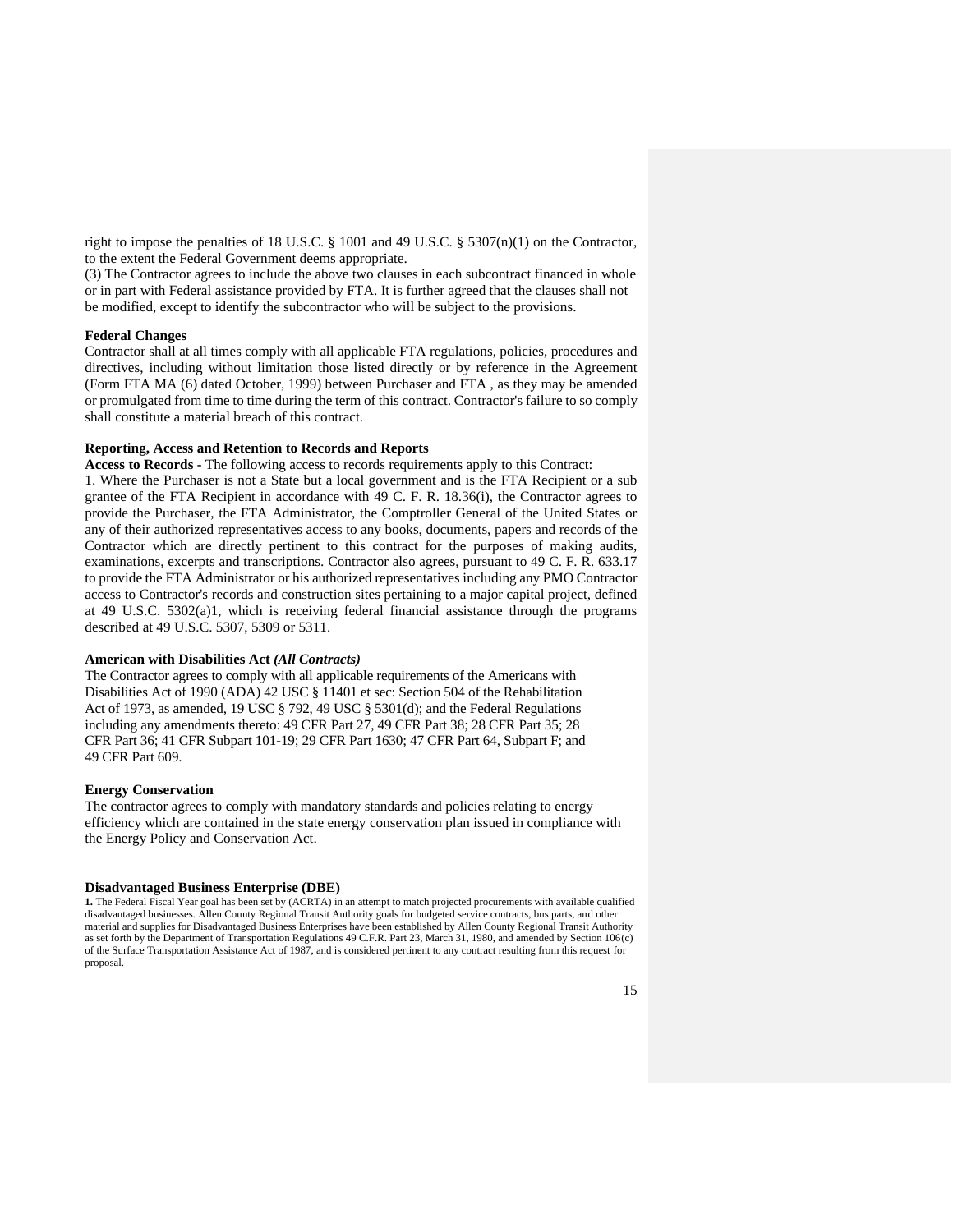right to impose the penalties of 18 U.S.C. § 1001 and 49 U.S.C. § 5307(n)(1) on the Contractor, to the extent the Federal Government deems appropriate.

(3) The Contractor agrees to include the above two clauses in each subcontract financed in whole or in part with Federal assistance provided by FTA. It is further agreed that the clauses shall not be modified, except to identify the subcontractor who will be subject to the provisions.

**Federal Changes**

Contractor shall at all times comply with all applicable FTA regulations, policies, procedures and directives, including without limitation those listed directly or by reference in the Agreement (Form FTA MA (6) dated October, 1999) between Purchaser and FTA , as they may be amended or promulgated from time to time during the term of this contract. Contractor's failure to so comply shall constitute a material breach of this contract.

**Reporting, Access and Retention to Records and Reports**

**Access to Records -** The following access to records requirements apply to this Contract:

1. Where the Purchaser is not a State but a local government and is the FTA Recipient or a sub grantee of the FTA Recipient in accordance with 49 C. F. R. 18.36(i), the Contractor agrees to provide the Purchaser, the FTA Administrator, the Comptroller General of the United States or any of their authorized representatives access to any books, documents, papers and records of the Contractor which are directly pertinent to this contract for the purposes of making audits, examinations, excerpts and transcriptions. Contractor also agrees, pursuant to 49 C. F. R. 633.17 to provide the FTA Administrator or his authorized representatives including any PMO Contractor access to Contractor's records and construction sites pertaining to a major capital project, defined at 49 U.S.C. 5302(a)1, which is receiving federal financial assistance through the programs described at 49 U.S.C. 5307, 5309 or 5311.

**American with Disabilities Act *(All Contracts)***

The Contractor agrees to comply with all applicable requirements of the Americans with Disabilities Act of 1990 (ADA) 42 USC § 11401 et sec: Section 504 of the Rehabilitation Act of 1973, as amended, 19 USC § 792, 49 USC § 5301(d); and the Federal Regulations including any amendments thereto: 49 CFR Part 27, 49 CFR Part 38; 28 CFR Part 35; 28 CFR Part 36; 41 CFR Subpart 101-19; 29 CFR Part 1630; 47 CFR Part 64, Subpart F; and 49 CFR Part 609.

**Energy Conservation**

The contractor agrees to comply with mandatory standards and policies relating to energy efficiency which are contained in the state energy conservation plan issued in compliance with the Energy Policy and Conservation Act.

**Disadvantaged Business Enterprise (DBE)**

**1.** The Federal Fiscal Year goal has been set by (ACRTA) in an attempt to match projected procurements with available qualified disadvantaged businesses. Allen County Regional Transit Authority goals for budgeted service contracts, bus parts, and other material and supplies for Disadvantaged Business Enterprises have been established by Allen County Regional Transit Authority as set forth by the Department of Transportation Regulations 49 C.F.R. Part 23, March 31, 1980, and amended by Section 106(c) of the Surface Transportation Assistance Act of 1987, and is considered pertinent to any contract resulting from this request for proposal.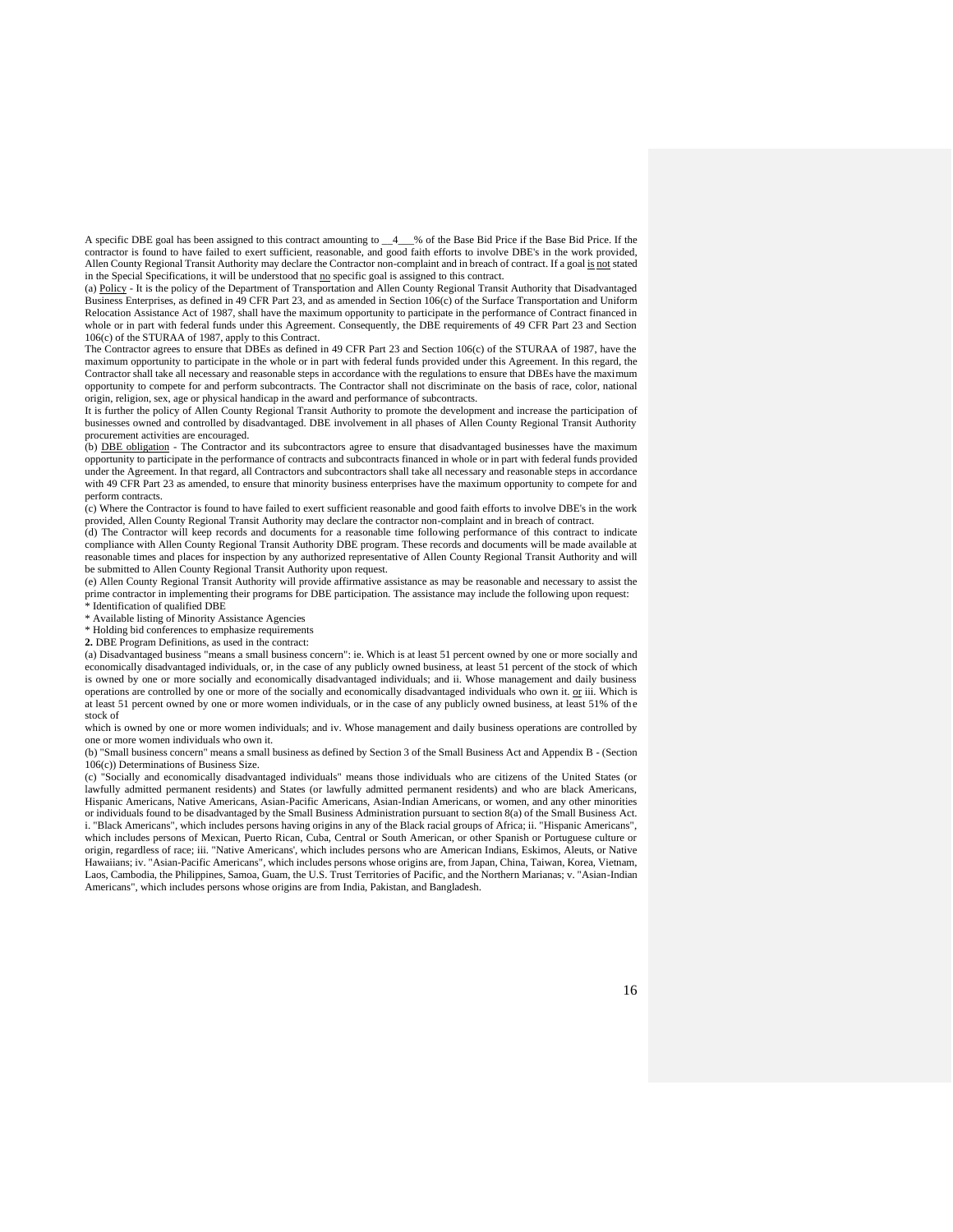A specific DBE goal has been assigned to this contract amounting to __4___% of the Base Bid Price if the Base Bid Price. If the contractor is found to have failed to exert sufficient, reasonable, and good faith efforts to involve DBE's in the work provided, Allen County Regional Transit Authority may declare the Contractor non-complaint and in breach of contract. If a goal is not stated in the Special Specifications, it will be understood that no specific goal is assigned to this contract.

(a) Policy - It is the policy of the Department of Transportation and Allen County Regional Transit Authority that Disadvantaged Business Enterprises, as defined in 49 CFR Part 23, and as amended in Section 106(c) of the Surface Transportation and Uniform Relocation Assistance Act of 1987, shall have the maximum opportunity to participate in the performance of Contract financed in whole or in part with federal funds under this Agreement. Consequently, the DBE requirements of 49 CFR Part 23 and Section 106(c) of the STURAA of 1987, apply to this Contract.

The Contractor agrees to ensure that DBEs as defined in 49 CFR Part 23 and Section 106(c) of the STURAA of 1987, have the maximum opportunity to participate in the whole or in part with federal funds provided under this Agreement. In this regard, the Contractor shall take all necessary and reasonable steps in accordance with the regulations to ensure that DBEs have the maximum opportunity to compete for and perform subcontracts. The Contractor shall not discriminate on the basis of race, color, national origin, religion, sex, age or physical handicap in the award and performance of subcontracts.

It is further the policy of Allen County Regional Transit Authority to promote the development and increase the participation of businesses owned and controlled by disadvantaged. DBE involvement in all phases of Allen County Regional Transit Authority procurement activities are encouraged.

(b) DBE obligation - The Contractor and its subcontractors agree to ensure that disadvantaged businesses have the maximum opportunity to participate in the performance of contracts and subcontracts financed in whole or in part with federal funds provided under the Agreement. In that regard, all Contractors and subcontractors shall take all necessary and reasonable steps in accordance with 49 CFR Part 23 as amended, to ensure that minority business enterprises have the maximum opportunity to compete for and perform contracts.

(c) Where the Contractor is found to have failed to exert sufficient reasonable and good faith efforts to involve DBE's in the work provided, Allen County Regional Transit Authority may declare the contractor non-complaint and in breach of contract.

(d) The Contractor will keep records and documents for a reasonable time following performance of this contract to indicate compliance with Allen County Regional Transit Authority DBE program. These records and documents will be made available at reasonable times and places for inspection by any authorized representative of Allen County Regional Transit Authority and will be submitted to Allen County Regional Transit Authority upon request.

(e) Allen County Regional Transit Authority will provide affirmative assistance as may be reasonable and necessary to assist the prime contractor in implementing their programs for DBE participation. The assistance may include the following upon request:

* Identification of qualified DBE
* Available listing of Minority Assistance Agencies
* Holding bid conferences to emphasize requirements

**2.** DBE Program Definitions, as used in the contract:

(a) Disadvantaged business "means a small business concern": ie. Which is at least 51 percent owned by one or more socially and economically disadvantaged individuals, or, in the case of any publicly owned business, at least 51 percent of the stock of which is owned by one or more socially and economically disadvantaged individuals; and ii. Whose management and daily business operations are controlled by one or more of the socially and economically disadvantaged individuals who own it. or iii. Which is at least 51 percent owned by one or more women individuals, or in the case of any publicly owned business, at least 51% of the stock of

which is owned by one or more women individuals; and iv. Whose management and daily business operations are controlled by one or more women individuals who own it.

(b) "Small business concern" means a small business as defined by Section 3 of the Small Business Act and Appendix B - (Section 106(c)) Determinations of Business Size.

(c) "Socially and economically disadvantaged individuals" means those individuals who are citizens of the United States (or lawfully admitted permanent residents) and States (or lawfully admitted permanent residents) and who are black Americans, Hispanic Americans, Native Americans, Asian-Pacific Americans, Asian-Indian Americans, or women, and any other minorities or individuals found to be disadvantaged by the Small Business Administration pursuant to section 8(a) of the Small Business Act. i. "Black Americans", which includes persons having origins in any of the Black racial groups of Africa; ii. "Hispanic Americans", which includes persons of Mexican, Puerto Rican, Cuba, Central or South American, or other Spanish or Portuguese culture or origin, regardless of race; iii. "Native Americans', which includes persons who are American Indians, Eskimos, Aleuts, or Native Hawaiians; iv. "Asian-Pacific Americans", which includes persons whose origins are, from Japan, China, Taiwan, Korea, Vietnam, Laos, Cambodia, the Philippines, Samoa, Guam, the U.S. Trust Territories of Pacific, and the Northern Marianas; v. "Asian-Indian Americans", which includes persons whose origins are from India, Pakistan, and Bangladesh.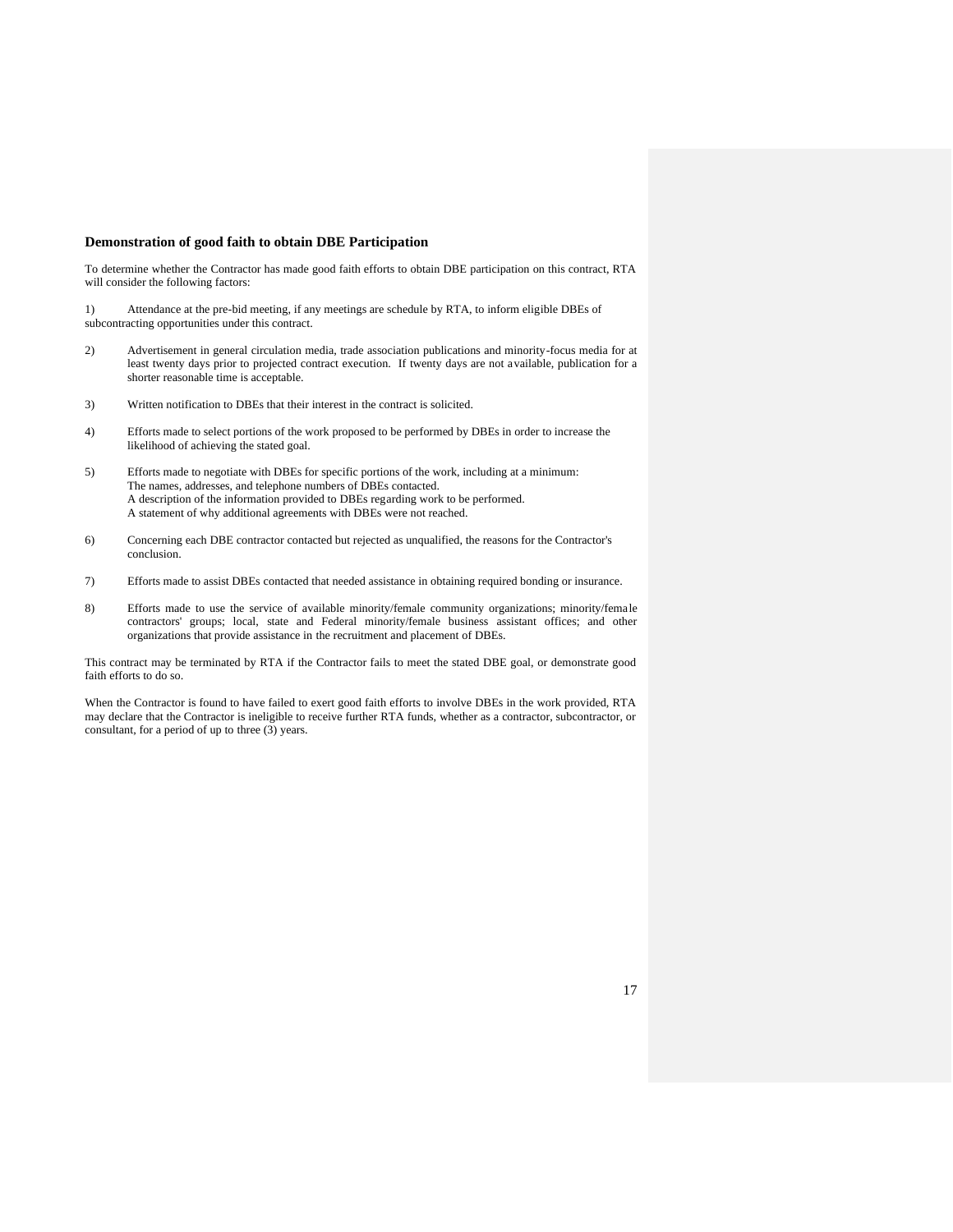### Demonstration of good faith to obtain DBE Participation

To determine whether the Contractor has made good faith efforts to obtain DBE participation on this contract, RTA will consider the following factors:

1) Attendance at the pre-bid meeting, if any meetings are schedule by RTA, to inform eligible DBEs of subcontracting opportunities under this contract.

2) Advertisement in general circulation media, trade association publications and minority-focus media for at least twenty days prior to projected contract execution. If twenty days are not available, publication for a shorter reasonable time is acceptable.

3) Written notification to DBEs that their interest in the contract is solicited.

4) Efforts made to select portions of the work proposed to be performed by DBEs in order to increase the likelihood of achieving the stated goal.

5) Efforts made to negotiate with DBEs for specific portions of the work, including at a minimum:
   The names, addresses, and telephone numbers of DBEs contacted.
   A description of the information provided to DBEs regarding work to be performed.
   A statement of why additional agreements with DBEs were not reached.

6) Concerning each DBE contractor contacted but rejected as unqualified, the reasons for the Contractor's conclusion.

7) Efforts made to assist DBEs contacted that needed assistance in obtaining required bonding or insurance.

8) Efforts made to use the service of available minority/female community organizations; minority/female contractors' groups; local, state and Federal minority/female business assistant offices; and other organizations that provide assistance in the recruitment and placement of DBEs.

This contract may be terminated by RTA if the Contractor fails to meet the stated DBE goal, or demonstrate good faith efforts to do so.

When the Contractor is found to have failed to exert good faith efforts to involve DBEs in the work provided, RTA may declare that the Contractor is ineligible to receive further RTA funds, whether as a contractor, subcontractor, or consultant, for a period of up to three (3) years.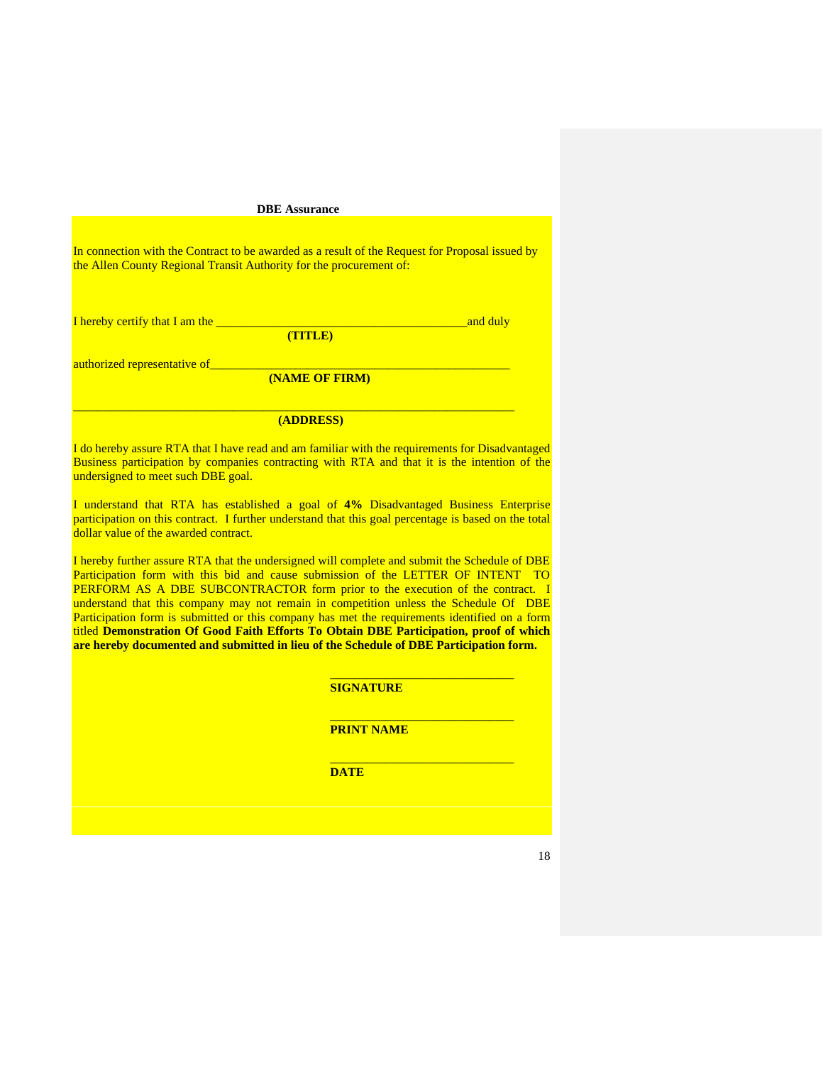**DBE Assurance**

In connection with the Contract to be awarded as a result of the Request for Proposal issued by the Allen County Regional Transit Authority for the procurement of:

I hereby certify that I am the \_\_\_\_\_\_\_\_\_\_\_\_\_\_\_\_\_\_\_\_\_\_\_\_\_\_\_\_\_\_\_\_\_\_\_\_\_\_\_\_\_and duly
**(TITLE)**

authorized representative of\_\_\_\_\_\_\_\_\_\_\_\_\_\_\_\_\_\_\_\_\_\_\_\_\_\_\_\_\_\_\_\_\_\_\_\_\_\_\_\_\_\_\_\_\_\_\_\_\_\_\_
**(NAME OF FIRM)**

\_\_\_\_\_\_\_\_\_\_\_\_\_\_\_\_\_\_\_\_\_\_\_\_\_\_\_\_\_\_\_\_\_\_\_\_\_\_\_\_\_\_\_\_\_\_\_\_\_\_\_\_\_\_\_\_\_\_\_\_\_\_\_\_\_\_\_\_\_\_\_\_\_\_
**(ADDRESS)**

I do hereby assure RTA that I have read and am familiar with the requirements for Disadvantaged Business participation by companies contracting with RTA and that it is the intention of the undersigned to meet such DBE goal.

I understand that RTA has established a goal of **4%** Disadvantaged Business Enterprise participation on this contract. I further understand that this goal percentage is based on the total dollar value of the awarded contract.

I hereby further assure RTA that the undersigned will complete and submit the Schedule of DBE Participation form with this bid and cause submission of the LETTER OF INTENT TO PERFORM AS A DBE SUBCONTRACTOR form prior to the execution of the contract. I understand that this company may not remain in competition unless the Schedule Of DBE Participation form is submitted or this company has met the requirements identified on a form titled **Demonstration Of Good Faith Efforts To Obtain DBE Participation, proof of which are hereby documented and submitted in lieu of the Schedule of DBE Participation form.**

\_\_\_\_\_\_\_\_\_\_\_\_\_\_\_\_\_\_\_\_\_\_\_\_\_\_\_\_\_\_\_
**SIGNATURE**

\_\_\_\_\_\_\_\_\_\_\_\_\_\_\_\_\_\_\_\_\_\_\_\_\_\_\_\_\_\_\_
**PRINT NAME**

\_\_\_\_\_\_\_\_\_\_\_\_\_\_\_\_\_\_\_\_\_\_\_\_\_\_\_\_\_\_\_
**DATE**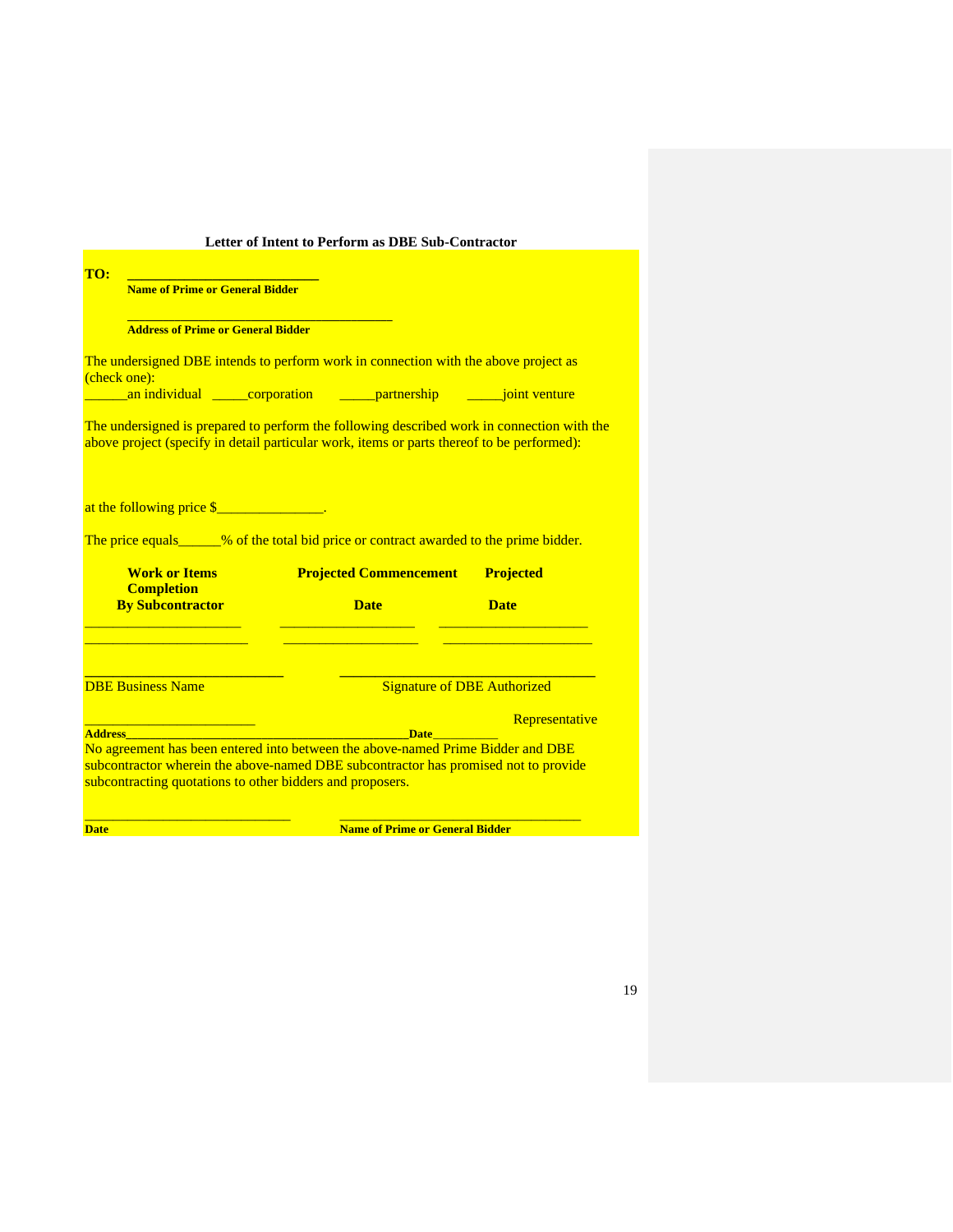**Letter of Intent to Perform as DBE Sub-Contractor**

**TO:** ____________________________

**Name of Prime or General Bidder**

_______________________________________

**Address of Prime or General Bidder**

The undersigned DBE intends to perform work in connection with the above project as (check one):

______an individual _____corporation _____partnership _____joint venture

The undersigned is prepared to perform the following described work in connection with the above project (specify in detail particular work, items or parts thereof to be performed):

at the following price $_______________.

The price equals______% of the total bid price or contract awarded to the prime bidder.

| Work or Items Completion By Subcontractor | Projected Commencement Date | Projected Date |
|---|---|---|
| ______________________ | ___________________ | _____________________ |
| _______________________ | ___________________ | _____________________ |

___________________________ ____________________________________

DBE Business Name Signature of DBE Authorized Representative

________________________

**Address**________________________________________**Date**__________

No agreement has been entered into between the above-named Prime Bidder and DBE subcontractor wherein the above-named DBE subcontractor has promised not to provide subcontracting quotations to other bidders and proposers.

_____________________________ __________________________________

**Date** **Name of Prime or General Bidder**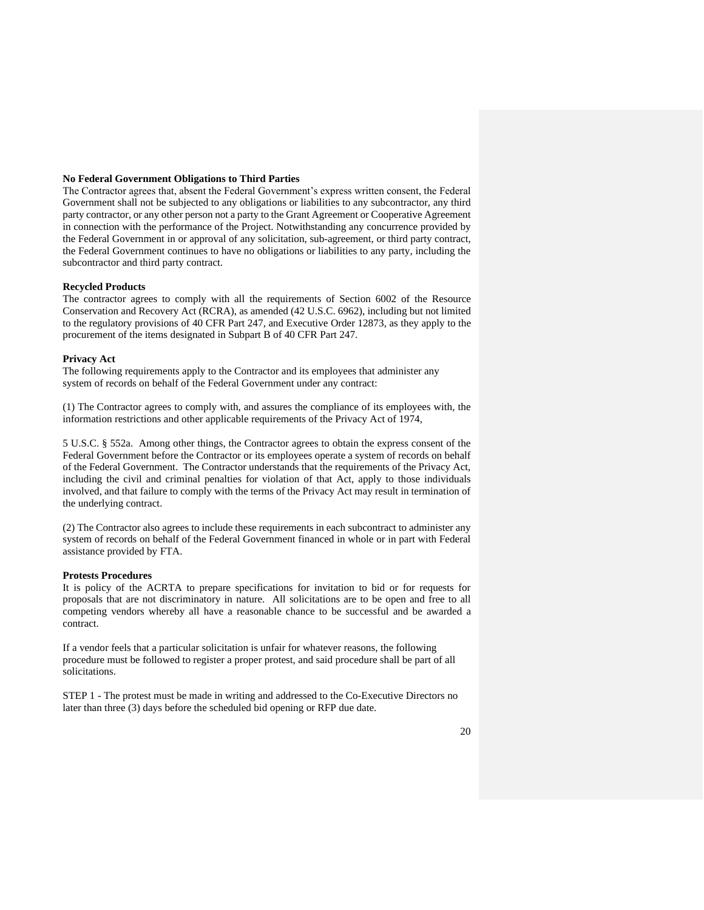**No Federal Government Obligations to Third Parties**

The Contractor agrees that, absent the Federal Government's express written consent, the Federal Government shall not be subjected to any obligations or liabilities to any subcontractor, any third party contractor, or any other person not a party to the Grant Agreement or Cooperative Agreement in connection with the performance of the Project. Notwithstanding any concurrence provided by the Federal Government in or approval of any solicitation, sub-agreement, or third party contract, the Federal Government continues to have no obligations or liabilities to any party, including the subcontractor and third party contract.

**Recycled Products**

The contractor agrees to comply with all the requirements of Section 6002 of the Resource Conservation and Recovery Act (RCRA), as amended (42 U.S.C. 6962), including but not limited to the regulatory provisions of 40 CFR Part 247, and Executive Order 12873, as they apply to the procurement of the items designated in Subpart B of 40 CFR Part 247.

**Privacy Act**

The following requirements apply to the Contractor and its employees that administer any system of records on behalf of the Federal Government under any contract:

(1) The Contractor agrees to comply with, and assures the compliance of its employees with, the information restrictions and other applicable requirements of the Privacy Act of 1974,

5 U.S.C. § 552a. Among other things, the Contractor agrees to obtain the express consent of the Federal Government before the Contractor or its employees operate a system of records on behalf of the Federal Government. The Contractor understands that the requirements of the Privacy Act, including the civil and criminal penalties for violation of that Act, apply to those individuals involved, and that failure to comply with the terms of the Privacy Act may result in termination of the underlying contract.

(2) The Contractor also agrees to include these requirements in each subcontract to administer any system of records on behalf of the Federal Government financed in whole or in part with Federal assistance provided by FTA.

**Protests Procedures**

It is policy of the ACRTA to prepare specifications for invitation to bid or for requests for proposals that are not discriminatory in nature. All solicitations are to be open and free to all competing vendors whereby all have a reasonable chance to be successful and be awarded a contract.

If a vendor feels that a particular solicitation is unfair for whatever reasons, the following procedure must be followed to register a proper protest, and said procedure shall be part of all solicitations.

STEP 1 - The protest must be made in writing and addressed to the Co-Executive Directors no later than three (3) days before the scheduled bid opening or RFP due date.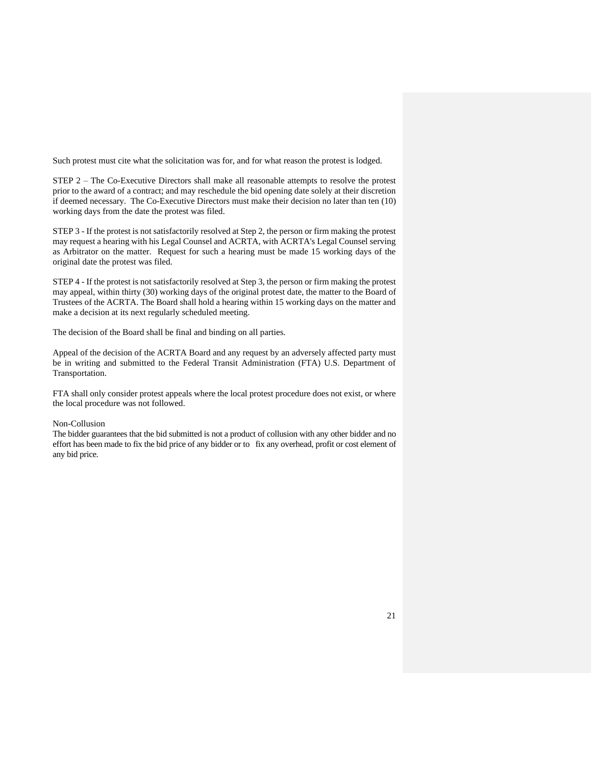Such protest must cite what the solicitation was for, and for what reason the protest is lodged.

STEP 2 – The Co-Executive Directors shall make all reasonable attempts to resolve the protest prior to the award of a contract; and may reschedule the bid opening date solely at their discretion if deemed necessary. The Co-Executive Directors must make their decision no later than ten (10) working days from the date the protest was filed.

STEP 3 - If the protest is not satisfactorily resolved at Step 2, the person or firm making the protest may request a hearing with his Legal Counsel and ACRTA, with ACRTA's Legal Counsel serving as Arbitrator on the matter. Request for such a hearing must be made 15 working days of the original date the protest was filed.

STEP 4 - If the protest is not satisfactorily resolved at Step 3, the person or firm making the protest may appeal, within thirty (30) working days of the original protest date, the matter to the Board of Trustees of the ACRTA. The Board shall hold a hearing within 15 working days on the matter and make a decision at its next regularly scheduled meeting.

The decision of the Board shall be final and binding on all parties.

Appeal of the decision of the ACRTA Board and any request by an adversely affected party must be in writing and submitted to the Federal Transit Administration (FTA) U.S. Department of Transportation.

FTA shall only consider protest appeals where the local protest procedure does not exist, or where the local procedure was not followed.

Non-Collusion

The bidder guarantees that the bid submitted is not a product of collusion with any other bidder and no effort has been made to fix the bid price of any bidder or to fix any overhead, profit or cost element of any bid price.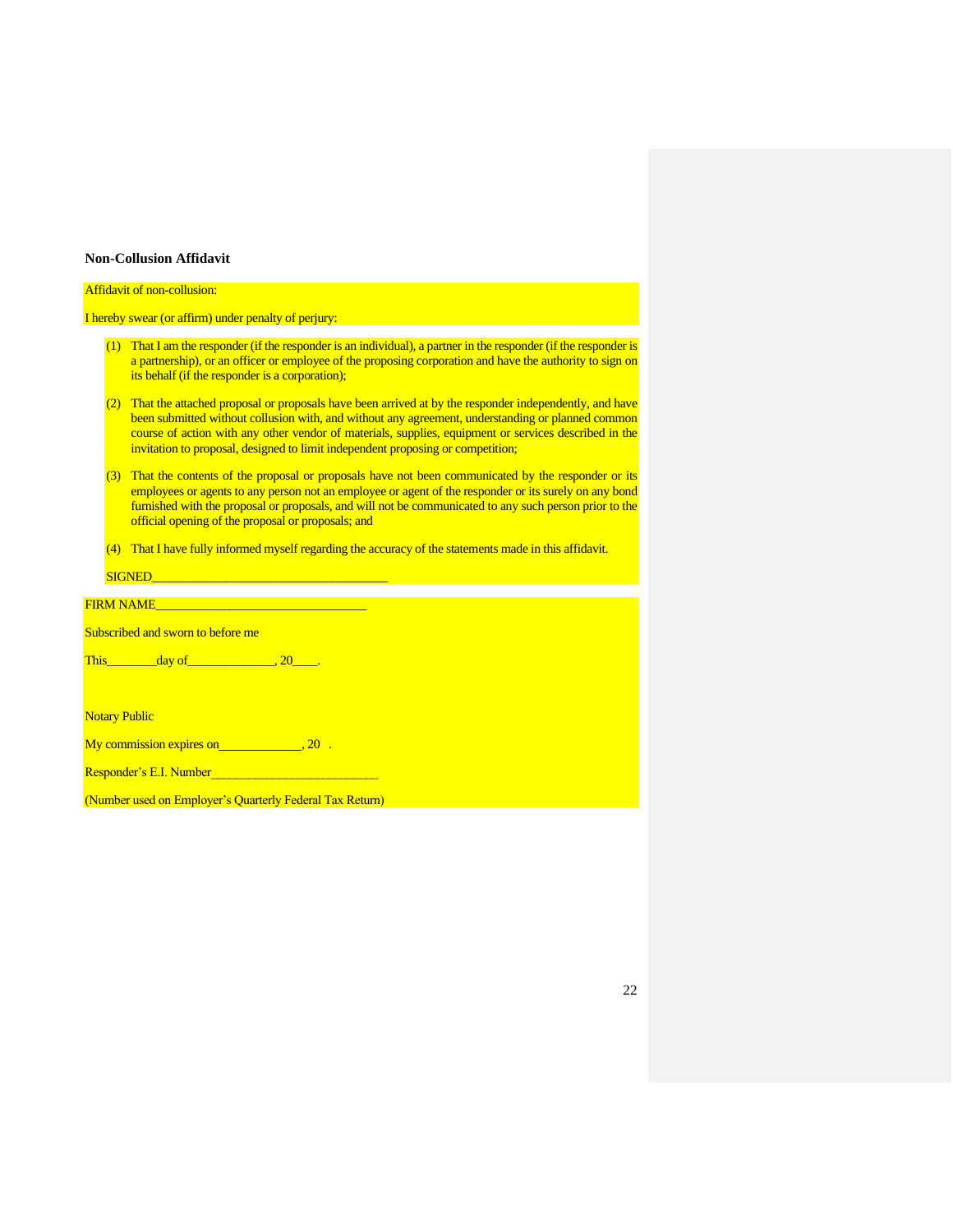**Non-Collusion Affidavit**

Affidavit of non-collusion:

I hereby swear (or affirm) under penalty of perjury:

(1) That I am the responder (if the responder is an individual), a partner in the responder (if the responder is a partnership), or an officer or employee of the proposing corporation and have the authority to sign on its behalf (if the responder is a corporation);

(2) That the attached proposal or proposals have been arrived at by the responder independently, and have been submitted without collusion with, and without any agreement, understanding or planned common course of action with any other vendor of materials, supplies, equipment or services described in the invitation to proposal, designed to limit independent proposing or competition;

(3) That the contents of the proposal or proposals have not been communicated by the responder or its employees or agents to any person not an employee or agent of the responder or its surely on any bond furnished with the proposal or proposals, and will not be communicated to any such person prior to the official opening of the proposal or proposals; and

(4) That I have fully informed myself regarding the accuracy of the statements made in this affidavit.

SIGNED_____________________________________

FIRM NAME_________________________________

Subscribed and sworn to before me

This________day of______________, 20____.

Notary Public

My commission expires on_____________, 20 .

Responder's E.I. Number__________________________

(Number used on Employer's Quarterly Federal Tax Return)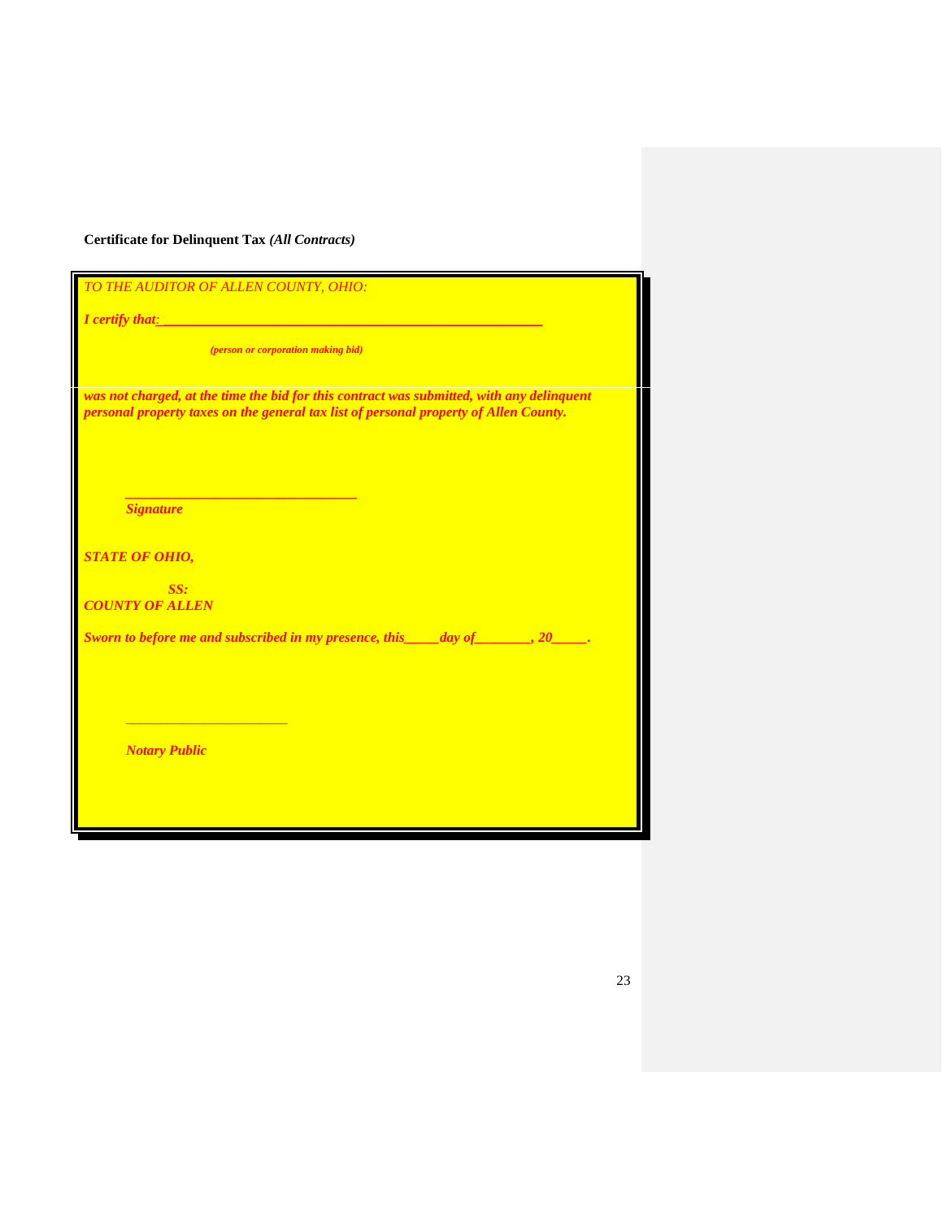**Certificate for Delinquent Tax** ***(All Contracts)***

*TO THE AUDITOR OF ALLEN COUNTY, OHIO:*

***I certify that:*** ______________________________________________________

***(person or corporation making bid)***

***was not charged, at the time the bid for this contract was submitted, with any delinquent personal property taxes on the general tax list of personal property of Allen County.***

________________________________

***Signature***

***STATE OF OHIO,***

***SS:***
***COUNTY OF ALLEN***

***Sworn to before me and subscribed in my presence, this_____day of________, 20_____.***

______________________

***Notary Public***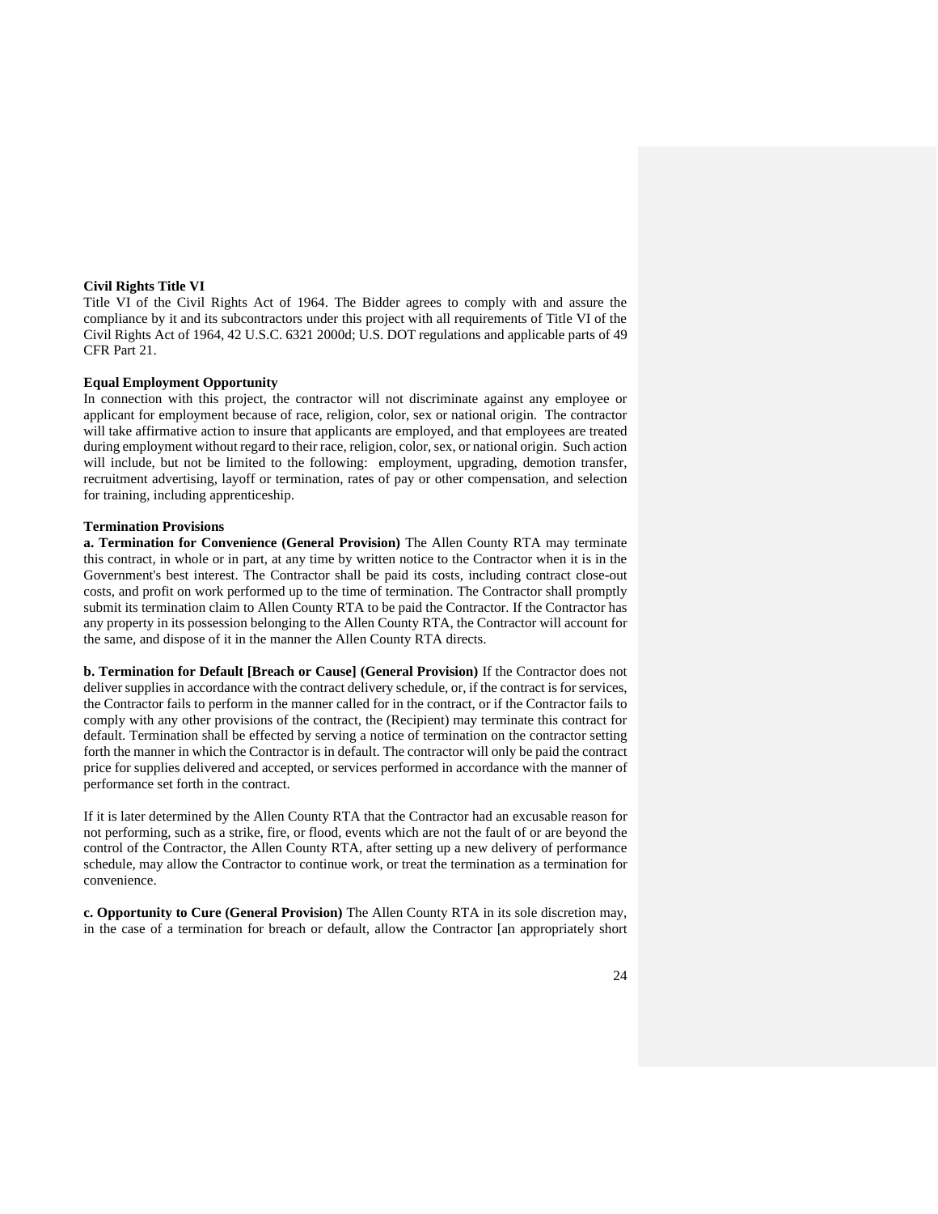**Civil Rights Title VI**

Title VI of the Civil Rights Act of 1964. The Bidder agrees to comply with and assure the compliance by it and its subcontractors under this project with all requirements of Title VI of the Civil Rights Act of 1964, 42 U.S.C. 6321 2000d; U.S. DOT regulations and applicable parts of 49 CFR Part 21.

**Equal Employment Opportunity**

In connection with this project, the contractor will not discriminate against any employee or applicant for employment because of race, religion, color, sex or national origin. The contractor will take affirmative action to insure that applicants are employed, and that employees are treated during employment without regard to their race, religion, color, sex, or national origin. Such action will include, but not be limited to the following: employment, upgrading, demotion transfer, recruitment advertising, layoff or termination, rates of pay or other compensation, and selection for training, including apprenticeship.

**Termination Provisions**

**a. Termination for Convenience (General Provision)** The Allen County RTA may terminate this contract, in whole or in part, at any time by written notice to the Contractor when it is in the Government's best interest. The Contractor shall be paid its costs, including contract close-out costs, and profit on work performed up to the time of termination. The Contractor shall promptly submit its termination claim to Allen County RTA to be paid the Contractor. If the Contractor has any property in its possession belonging to the Allen County RTA, the Contractor will account for the same, and dispose of it in the manner the Allen County RTA directs.

**b. Termination for Default [Breach or Cause] (General Provision)** If the Contractor does not deliver supplies in accordance with the contract delivery schedule, or, if the contract is for services, the Contractor fails to perform in the manner called for in the contract, or if the Contractor fails to comply with any other provisions of the contract, the (Recipient) may terminate this contract for default. Termination shall be effected by serving a notice of termination on the contractor setting forth the manner in which the Contractor is in default. The contractor will only be paid the contract price for supplies delivered and accepted, or services performed in accordance with the manner of performance set forth in the contract.

If it is later determined by the Allen County RTA that the Contractor had an excusable reason for not performing, such as a strike, fire, or flood, events which are not the fault of or are beyond the control of the Contractor, the Allen County RTA, after setting up a new delivery of performance schedule, may allow the Contractor to continue work, or treat the termination as a termination for convenience.

**c. Opportunity to Cure (General Provision)** The Allen County RTA in its sole discretion may, in the case of a termination for breach or default, allow the Contractor [an appropriately short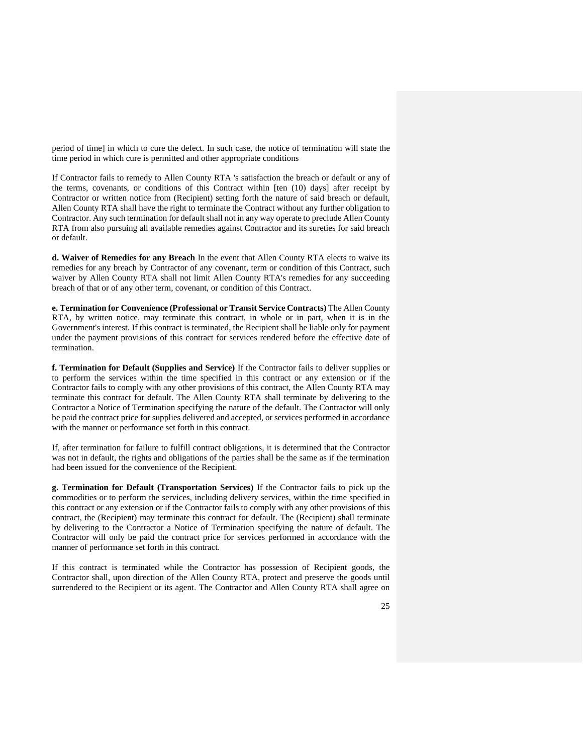period of time] in which to cure the defect. In such case, the notice of termination will state the time period in which cure is permitted and other appropriate conditions

If Contractor fails to remedy to Allen County RTA 's satisfaction the breach or default or any of the terms, covenants, or conditions of this Contract within [ten (10) days] after receipt by Contractor or written notice from (Recipient) setting forth the nature of said breach or default, Allen County RTA shall have the right to terminate the Contract without any further obligation to Contractor. Any such termination for default shall not in any way operate to preclude Allen County RTA from also pursuing all available remedies against Contractor and its sureties for said breach or default.

**d. Waiver of Remedies for any Breach** In the event that Allen County RTA elects to waive its remedies for any breach by Contractor of any covenant, term or condition of this Contract, such waiver by Allen County RTA shall not limit Allen County RTA's remedies for any succeeding breach of that or of any other term, covenant, or condition of this Contract.

**e. Termination for Convenience (Professional or Transit Service Contracts)** The Allen County RTA, by written notice, may terminate this contract, in whole or in part, when it is in the Government's interest. If this contract is terminated, the Recipient shall be liable only for payment under the payment provisions of this contract for services rendered before the effective date of termination.

**f. Termination for Default (Supplies and Service)** If the Contractor fails to deliver supplies or to perform the services within the time specified in this contract or any extension or if the Contractor fails to comply with any other provisions of this contract, the Allen County RTA may terminate this contract for default. The Allen County RTA shall terminate by delivering to the Contractor a Notice of Termination specifying the nature of the default. The Contractor will only be paid the contract price for supplies delivered and accepted, or services performed in accordance with the manner or performance set forth in this contract.

If, after termination for failure to fulfill contract obligations, it is determined that the Contractor was not in default, the rights and obligations of the parties shall be the same as if the termination had been issued for the convenience of the Recipient.

**g. Termination for Default (Transportation Services)** If the Contractor fails to pick up the commodities or to perform the services, including delivery services, within the time specified in this contract or any extension or if the Contractor fails to comply with any other provisions of this contract, the (Recipient) may terminate this contract for default. The (Recipient) shall terminate by delivering to the Contractor a Notice of Termination specifying the nature of default. The Contractor will only be paid the contract price for services performed in accordance with the manner of performance set forth in this contract.

If this contract is terminated while the Contractor has possession of Recipient goods, the Contractor shall, upon direction of the Allen County RTA, protect and preserve the goods until surrendered to the Recipient or its agent. The Contractor and Allen County RTA shall agree on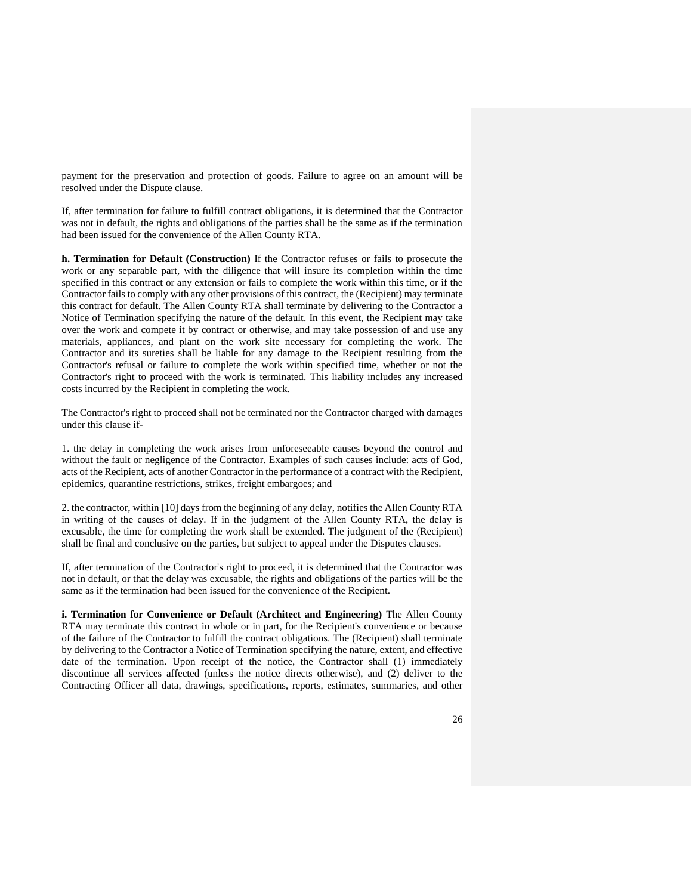payment for the preservation and protection of goods. Failure to agree on an amount will be resolved under the Dispute clause.

If, after termination for failure to fulfill contract obligations, it is determined that the Contractor was not in default, the rights and obligations of the parties shall be the same as if the termination had been issued for the convenience of the Allen County RTA.

**h. Termination for Default (Construction)** If the Contractor refuses or fails to prosecute the work or any separable part, with the diligence that will insure its completion within the time specified in this contract or any extension or fails to complete the work within this time, or if the Contractor fails to comply with any other provisions of this contract, the (Recipient) may terminate this contract for default. The Allen County RTA shall terminate by delivering to the Contractor a Notice of Termination specifying the nature of the default. In this event, the Recipient may take over the work and compete it by contract or otherwise, and may take possession of and use any materials, appliances, and plant on the work site necessary for completing the work. The Contractor and its sureties shall be liable for any damage to the Recipient resulting from the Contractor's refusal or failure to complete the work within specified time, whether or not the Contractor's right to proceed with the work is terminated. This liability includes any increased costs incurred by the Recipient in completing the work.

The Contractor's right to proceed shall not be terminated nor the Contractor charged with damages under this clause if-

1. the delay in completing the work arises from unforeseeable causes beyond the control and without the fault or negligence of the Contractor. Examples of such causes include: acts of God, acts of the Recipient, acts of another Contractor in the performance of a contract with the Recipient, epidemics, quarantine restrictions, strikes, freight embargoes; and

2. the contractor, within [10] days from the beginning of any delay, notifies the Allen County RTA in writing of the causes of delay. If in the judgment of the Allen County RTA, the delay is excusable, the time for completing the work shall be extended. The judgment of the (Recipient) shall be final and conclusive on the parties, but subject to appeal under the Disputes clauses.

If, after termination of the Contractor's right to proceed, it is determined that the Contractor was not in default, or that the delay was excusable, the rights and obligations of the parties will be the same as if the termination had been issued for the convenience of the Recipient.

**i. Termination for Convenience or Default (Architect and Engineering)** The Allen County RTA may terminate this contract in whole or in part, for the Recipient's convenience or because of the failure of the Contractor to fulfill the contract obligations. The (Recipient) shall terminate by delivering to the Contractor a Notice of Termination specifying the nature, extent, and effective date of the termination. Upon receipt of the notice, the Contractor shall (1) immediately discontinue all services affected (unless the notice directs otherwise), and (2) deliver to the Contracting Officer all data, drawings, specifications, reports, estimates, summaries, and other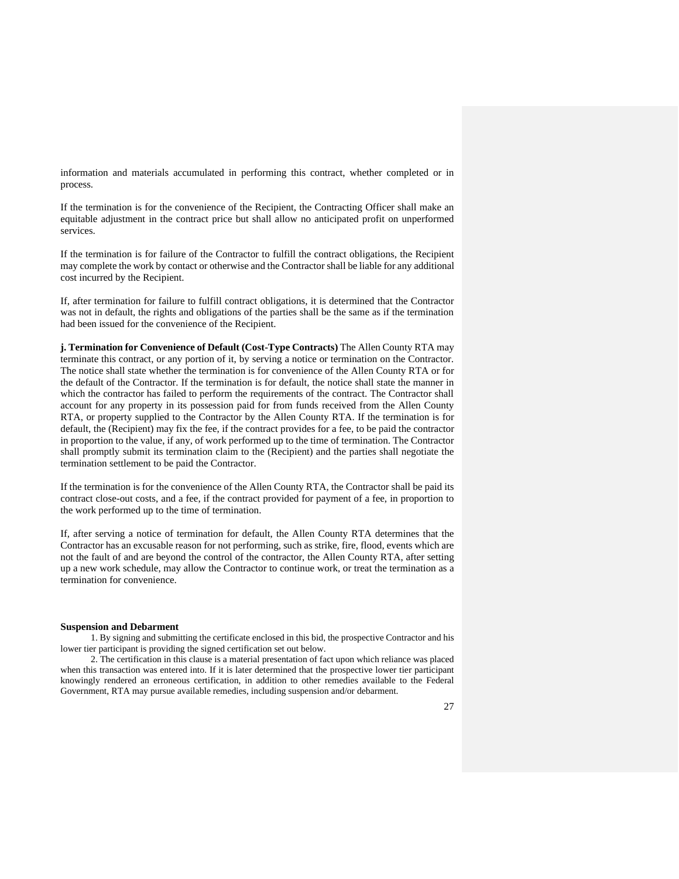information and materials accumulated in performing this contract, whether completed or in process.

If the termination is for the convenience of the Recipient, the Contracting Officer shall make an equitable adjustment in the contract price but shall allow no anticipated profit on unperformed services.

If the termination is for failure of the Contractor to fulfill the contract obligations, the Recipient may complete the work by contact or otherwise and the Contractor shall be liable for any additional cost incurred by the Recipient.

If, after termination for failure to fulfill contract obligations, it is determined that the Contractor was not in default, the rights and obligations of the parties shall be the same as if the termination had been issued for the convenience of the Recipient.

**j. Termination for Convenience of Default (Cost-Type Contracts)** The Allen County RTA may terminate this contract, or any portion of it, by serving a notice or termination on the Contractor. The notice shall state whether the termination is for convenience of the Allen County RTA or for the default of the Contractor. If the termination is for default, the notice shall state the manner in which the contractor has failed to perform the requirements of the contract. The Contractor shall account for any property in its possession paid for from funds received from the Allen County RTA, or property supplied to the Contractor by the Allen County RTA. If the termination is for default, the (Recipient) may fix the fee, if the contract provides for a fee, to be paid the contractor in proportion to the value, if any, of work performed up to the time of termination. The Contractor shall promptly submit its termination claim to the (Recipient) and the parties shall negotiate the termination settlement to be paid the Contractor.

If the termination is for the convenience of the Allen County RTA, the Contractor shall be paid its contract close-out costs, and a fee, if the contract provided for payment of a fee, in proportion to the work performed up to the time of termination.

If, after serving a notice of termination for default, the Allen County RTA determines that the Contractor has an excusable reason for not performing, such as strike, fire, flood, events which are not the fault of and are beyond the control of the contractor, the Allen County RTA, after setting up a new work schedule, may allow the Contractor to continue work, or treat the termination as a termination for convenience.

**Suspension and Debarment**

1. By signing and submitting the certificate enclosed in this bid, the prospective Contractor and his lower tier participant is providing the signed certification set out below.

2. The certification in this clause is a material presentation of fact upon which reliance was placed when this transaction was entered into. If it is later determined that the prospective lower tier participant knowingly rendered an erroneous certification, in addition to other remedies available to the Federal Government, RTA may pursue available remedies, including suspension and/or debarment.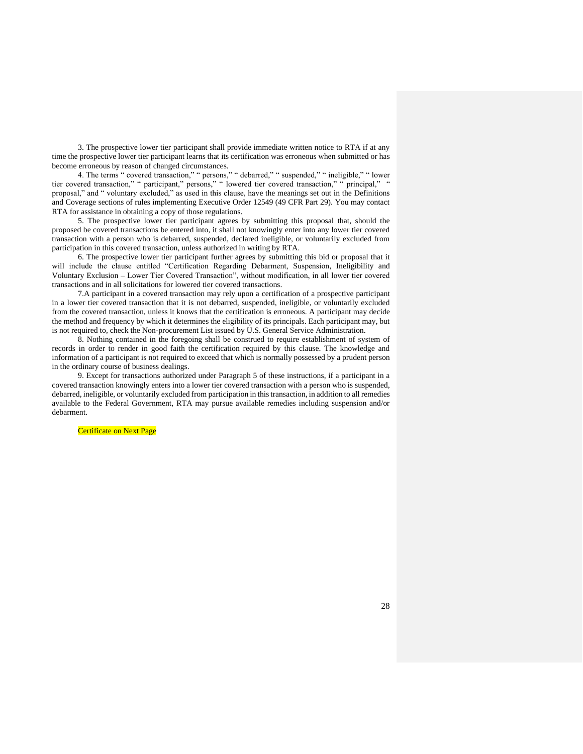3. The prospective lower tier participant shall provide immediate written notice to RTA if at any time the prospective lower tier participant learns that its certification was erroneous when submitted or has become erroneous by reason of changed circumstances.

4. The terms " covered transaction," " persons," " debarred," " suspended," " ineligible," " lower tier covered transaction," " participant," persons," " lowered tier covered transaction," " principal," " proposal," and " voluntary excluded," as used in this clause, have the meanings set out in the Definitions and Coverage sections of rules implementing Executive Order 12549 (49 CFR Part 29). You may contact RTA for assistance in obtaining a copy of those regulations.

5. The prospective lower tier participant agrees by submitting this proposal that, should the proposed be covered transactions be entered into, it shall not knowingly enter into any lower tier covered transaction with a person who is debarred, suspended, declared ineligible, or voluntarily excluded from participation in this covered transaction, unless authorized in writing by RTA.

6. The prospective lower tier participant further agrees by submitting this bid or proposal that it will include the clause entitled "Certification Regarding Debarment, Suspension, Ineligibility and Voluntary Exclusion – Lower Tier Covered Transaction", without modification, in all lower tier covered transactions and in all solicitations for lowered tier covered transactions.

7.A participant in a covered transaction may rely upon a certification of a prospective participant in a lower tier covered transaction that it is not debarred, suspended, ineligible, or voluntarily excluded from the covered transaction, unless it knows that the certification is erroneous. A participant may decide the method and frequency by which it determines the eligibility of its principals. Each participant may, but is not required to, check the Non-procurement List issued by U.S. General Service Administration.

8. Nothing contained in the foregoing shall be construed to require establishment of system of records in order to render in good faith the certification required by this clause. The knowledge and information of a participant is not required to exceed that which is normally possessed by a prudent person in the ordinary course of business dealings.

9. Except for transactions authorized under Paragraph 5 of these instructions, if a participant in a covered transaction knowingly enters into a lower tier covered transaction with a person who is suspended, debarred, ineligible, or voluntarily excluded from participation in this transaction, in addition to all remedies available to the Federal Government, RTA may pursue available remedies including suspension and/or debarment.

Certificate on Next Page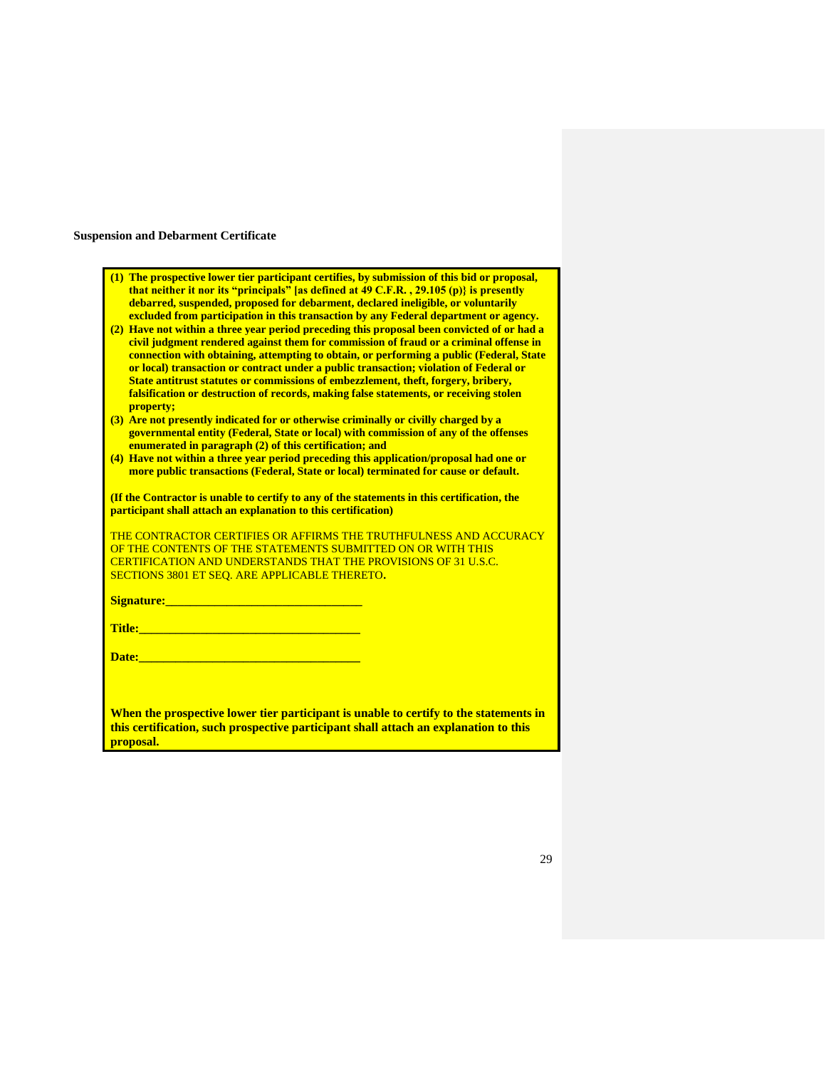**Suspension and Debarment Certificate**

**(1) The prospective lower tier participant certifies, by submission of this bid or proposal, that neither it nor its "principals" [as defined at 49 C.F.R. , 29.105 (p)} is presently debarred, suspended, proposed for debarment, declared ineligible, or voluntarily excluded from participation in this transaction by any Federal department or agency.**

**(2) Have not within a three year period preceding this proposal been convicted of or had a civil judgment rendered against them for commission of fraud or a criminal offense in connection with obtaining, attempting to obtain, or performing a public (Federal, State or local) transaction or contract under a public transaction; violation of Federal or State antitrust statutes or commissions of embezzlement, theft, forgery, bribery, falsification or destruction of records, making false statements, or receiving stolen property;**

**(3) Are not presently indicated for or otherwise criminally or civilly charged by a governmental entity (Federal, State or local) with commission of any of the offenses enumerated in paragraph (2) of this certification; and**

**(4) Have not within a three year period preceding this application/proposal had one or more public transactions (Federal, State or local) terminated for cause or default.**

**(If the Contractor is unable to certify to any of the statements in this certification, the participant shall attach an explanation to this certification)**

THE CONTRACTOR CERTIFIES OR AFFIRMS THE TRUTHFULNESS AND ACCURACY OF THE CONTENTS OF THE STATEMENTS SUBMITTED ON OR WITH THIS CERTIFICATION AND UNDERSTANDS THAT THE PROVISIONS OF 31 U.S.C. SECTIONS 3801 ET SEQ. ARE APPLICABLE THERETO.

**Signature:________________________________**

**Title:____________________________________**

**Date:____________________________________**

**When the prospective lower tier participant is unable to certify to the statements in this certification, such prospective participant shall attach an explanation to this proposal.**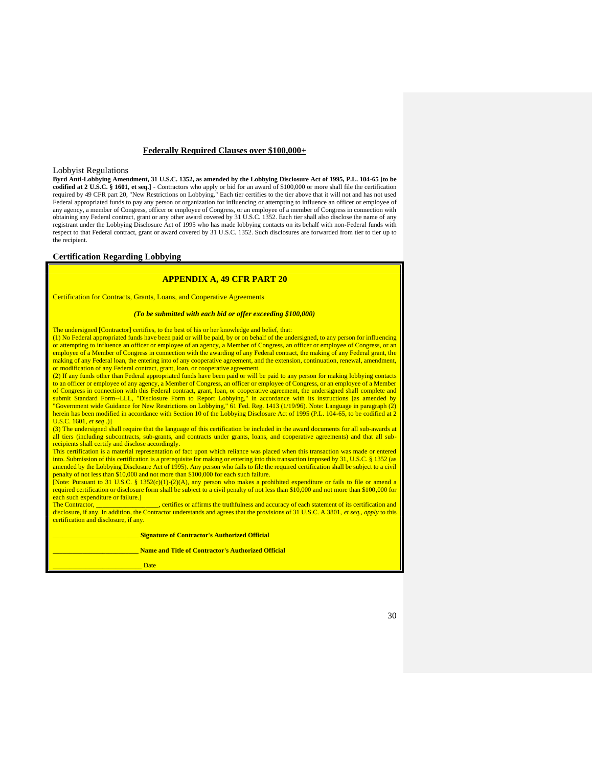## Federally Required Clauses over $100,000+

### Lobbyist Regulations

**Byrd Anti-Lobbying Amendment, 31 U.S.C. 1352, as amended by the Lobbying Disclosure Act of 1995, P.L. 104-65 [to be codified at 2 U.S.C. § 1601, et seq.]** - Contractors who apply or bid for an award of $100,000 or more shall file the certification required by 49 CFR part 20, "New Restrictions on Lobbying." Each tier certifies to the tier above that it will not and has not used Federal appropriated funds to pay any person or organization for influencing or attempting to influence an officer or employee of any agency, a member of Congress, officer or employee of Congress, or an employee of a member of Congress in connection with obtaining any Federal contract, grant or any other award covered by 31 U.S.C. 1352. Each tier shall also disclose the name of any registrant under the Lobbying Disclosure Act of 1995 who has made lobbying contacts on its behalf with non-Federal funds with respect to that Federal contract, grant or award covered by 31 U.S.C. 1352. Such disclosures are forwarded from tier to tier up to the recipient.

### Certification Regarding Lobbying

**APPENDIX A, 49 CFR PART 20**

Certification for Contracts, Grants, Loans, and Cooperative Agreements

***(To be submitted with each bid or offer exceeding $100,000)***

The undersigned [Contractor] certifies, to the best of his or her knowledge and belief, that:

(1) No Federal appropriated funds have been paid or will be paid, by or on behalf of the undersigned, to any person for influencing or attempting to influence an officer or employee of an agency, a Member of Congress, an officer or employee of Congress, or an employee of a Member of Congress in connection with the awarding of any Federal contract, the making of any Federal grant, the making of any Federal loan, the entering into of any cooperative agreement, and the extension, continuation, renewal, amendment, or modification of any Federal contract, grant, loan, or cooperative agreement.

(2) If any funds other than Federal appropriated funds have been paid or will be paid to any person for making lobbying contacts to an officer or employee of any agency, a Member of Congress, an officer or employee of Congress, or an employee of a Member of Congress in connection with this Federal contract, grant, loan, or cooperative agreement, the undersigned shall complete and submit Standard Form--LLL, "Disclosure Form to Report Lobbying," in accordance with its instructions [as amended by "Government wide Guidance for New Restrictions on Lobbying," 61 Fed. Reg. 1413 (1/19/96). Note: Language in paragraph (2) herein has been modified in accordance with Section 10 of the Lobbying Disclosure Act of 1995 (P.L. 104-65, to be codified at 2 U.S.C. 1601, *et seq* .)]

(3) The undersigned shall require that the language of this certification be included in the award documents for all sub-awards at all tiers (including subcontracts, sub-grants, and contracts under grants, loans, and cooperative agreements) and that all sub-recipients shall certify and disclose accordingly.

This certification is a material representation of fact upon which reliance was placed when this transaction was made or entered into. Submission of this certification is a prerequisite for making or entering into this transaction imposed by 31, U.S.C. § 1352 (as amended by the Lobbying Disclosure Act of 1995). Any person who fails to file the required certification shall be subject to a civil penalty of not less than $10,000 and not more than $100,000 for each such failure.

[Note: Pursuant to 31 U.S.C. § 1352(c)(1)-(2)(A), any person who makes a prohibited expenditure or fails to file or amend a required certification or disclosure form shall be subject to a civil penalty of not less than $10,000 and not more than $100,000 for each such expenditure or failure.]

The Contractor, ___________________, certifies or affirms the truthfulness and accuracy of each statement of its certification and disclosure, if any. In addition, the Contractor understands and agrees that the provisions of 31 U.S.C. A 3801, *et seq., apply* to this certification and disclosure, if any.

_________________________ **Signature of Contractor's Authorized Official**

_________________________ **Name and Title of Contractor's Authorized Official**

__________________________ Date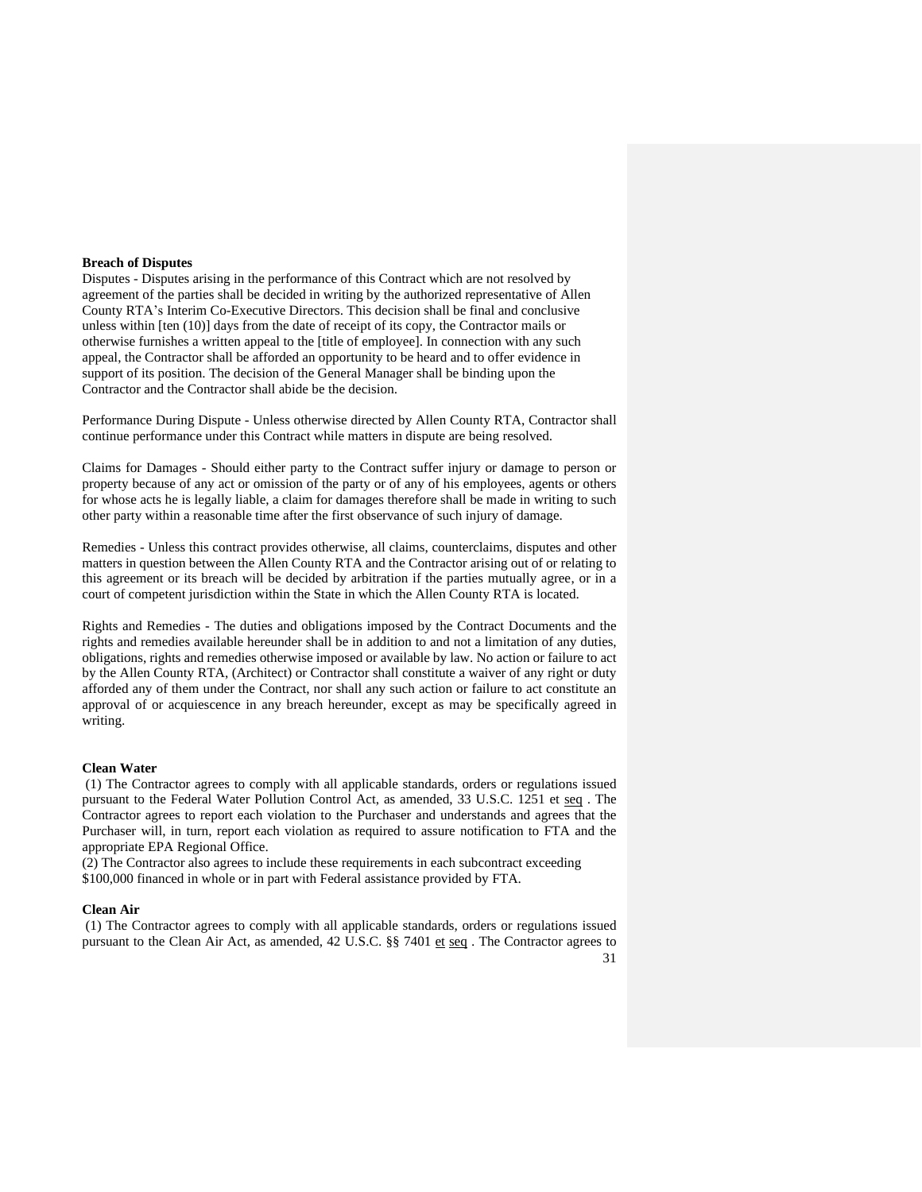**Breach of Disputes**

Disputes - Disputes arising in the performance of this Contract which are not resolved by agreement of the parties shall be decided in writing by the authorized representative of Allen County RTA's Interim Co-Executive Directors. This decision shall be final and conclusive unless within [ten (10)] days from the date of receipt of its copy, the Contractor mails or otherwise furnishes a written appeal to the [title of employee]. In connection with any such appeal, the Contractor shall be afforded an opportunity to be heard and to offer evidence in support of its position. The decision of the General Manager shall be binding upon the Contractor and the Contractor shall abide be the decision.

Performance During Dispute - Unless otherwise directed by Allen County RTA, Contractor shall continue performance under this Contract while matters in dispute are being resolved.

Claims for Damages - Should either party to the Contract suffer injury or damage to person or property because of any act or omission of the party or of any of his employees, agents or others for whose acts he is legally liable, a claim for damages therefore shall be made in writing to such other party within a reasonable time after the first observance of such injury of damage.

Remedies - Unless this contract provides otherwise, all claims, counterclaims, disputes and other matters in question between the Allen County RTA and the Contractor arising out of or relating to this agreement or its breach will be decided by arbitration if the parties mutually agree, or in a court of competent jurisdiction within the State in which the Allen County RTA is located.

Rights and Remedies - The duties and obligations imposed by the Contract Documents and the rights and remedies available hereunder shall be in addition to and not a limitation of any duties, obligations, rights and remedies otherwise imposed or available by law. No action or failure to act by the Allen County RTA, (Architect) or Contractor shall constitute a waiver of any right or duty afforded any of them under the Contract, nor shall any such action or failure to act constitute an approval of or acquiescence in any breach hereunder, except as may be specifically agreed in writing.

**Clean Water**

(1) The Contractor agrees to comply with all applicable standards, orders or regulations issued pursuant to the Federal Water Pollution Control Act, as amended, 33 U.S.C. 1251 et seq . The Contractor agrees to report each violation to the Purchaser and understands and agrees that the Purchaser will, in turn, report each violation as required to assure notification to FTA and the appropriate EPA Regional Office.

(2) The Contractor also agrees to include these requirements in each subcontract exceeding $100,000 financed in whole or in part with Federal assistance provided by FTA.

**Clean Air**

(1) The Contractor agrees to comply with all applicable standards, orders or regulations issued pursuant to the Clean Air Act, as amended, 42 U.S.C. §§ 7401 et seq . The Contractor agrees to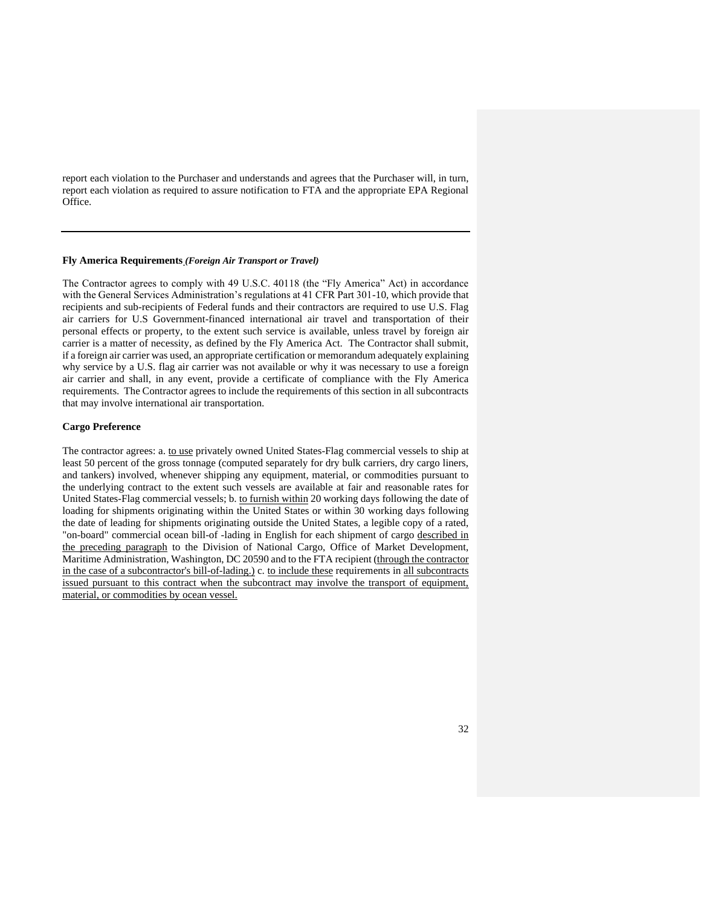report each violation to the Purchaser and understands and agrees that the Purchaser will, in turn, report each violation as required to assure notification to FTA and the appropriate EPA Regional Office.

---

**Fly America Requirements** ***(Foreign Air Transport or Travel)***

The Contractor agrees to comply with 49 U.S.C. 40118 (the "Fly America" Act) in accordance with the General Services Administration's regulations at 41 CFR Part 301-10, which provide that recipients and sub-recipients of Federal funds and their contractors are required to use U.S. Flag air carriers for U.S Government-financed international air travel and transportation of their personal effects or property, to the extent such service is available, unless travel by foreign air carrier is a matter of necessity, as defined by the Fly America Act. The Contractor shall submit, if a foreign air carrier was used, an appropriate certification or memorandum adequately explaining why service by a U.S. flag air carrier was not available or why it was necessary to use a foreign air carrier and shall, in any event, provide a certificate of compliance with the Fly America requirements. The Contractor agrees to include the requirements of this section in all subcontracts that may involve international air transportation.

**Cargo Preference**

The contractor agrees: a. <u>to use</u> privately owned United States-Flag commercial vessels to ship at least 50 percent of the gross tonnage (computed separately for dry bulk carriers, dry cargo liners, and tankers) involved, whenever shipping any equipment, material, or commodities pursuant to the underlying contract to the extent such vessels are available at fair and reasonable rates for United States-Flag commercial vessels; b. <u>to furnish within</u> 20 working days following the date of loading for shipments originating within the United States or within 30 working days following the date of leading for shipments originating outside the United States, a legible copy of a rated, "on-board" commercial ocean bill-of -lading in English for each shipment of cargo <u>described in the preceding paragraph</u> to the Division of National Cargo, Office of Market Development, Maritime Administration, Washington, DC 20590 and to the FTA recipient (<u>through the contractor in the case of a subcontractor's bill-of-lading.)</u> c. <u>to include these</u> requirements in <u>all subcontracts issued pursuant to this contract when the subcontract may involve the transport of equipment, material, or commodities by ocean vessel.</u>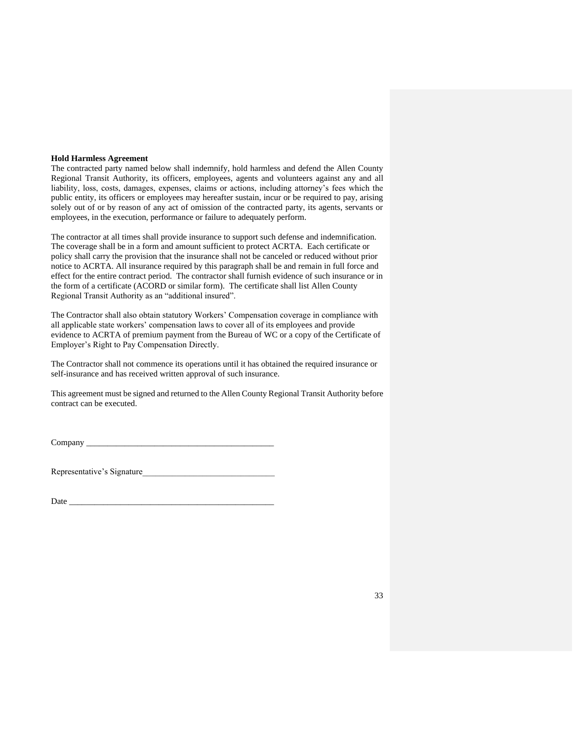**Hold Harmless Agreement**

The contracted party named below shall indemnify, hold harmless and defend the Allen County Regional Transit Authority, its officers, employees, agents and volunteers against any and all liability, loss, costs, damages, expenses, claims or actions, including attorney's fees which the public entity, its officers or employees may hereafter sustain, incur or be required to pay, arising solely out of or by reason of any act of omission of the contracted party, its agents, servants or employees, in the execution, performance or failure to adequately perform.

The contractor at all times shall provide insurance to support such defense and indemnification. The coverage shall be in a form and amount sufficient to protect ACRTA. Each certificate or policy shall carry the provision that the insurance shall not be canceled or reduced without prior notice to ACRTA. All insurance required by this paragraph shall be and remain in full force and effect for the entire contract period. The contractor shall furnish evidence of such insurance or in the form of a certificate (ACORD or similar form). The certificate shall list Allen County Regional Transit Authority as an "additional insured".

The Contractor shall also obtain statutory Workers' Compensation coverage in compliance with all applicable state workers' compensation laws to cover all of its employees and provide evidence to ACRTA of premium payment from the Bureau of WC or a copy of the Certificate of Employer's Right to Pay Compensation Directly.

The Contractor shall not commence its operations until it has obtained the required insurance or self-insurance and has received written approval of such insurance.

This agreement must be signed and returned to the Allen County Regional Transit Authority before contract can be executed.

Company _____________________________________________

Representative's Signature_______________________________

Date _________________________________________________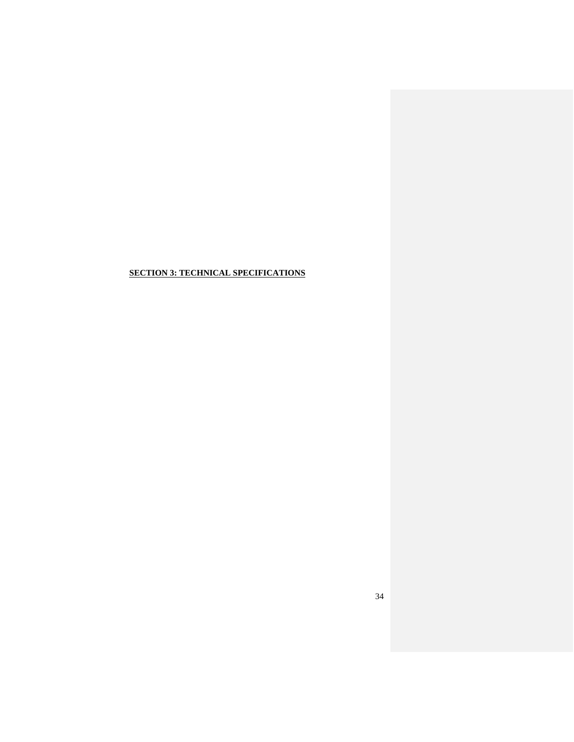# **SECTION 3: TECHNICAL SPECIFICATIONS**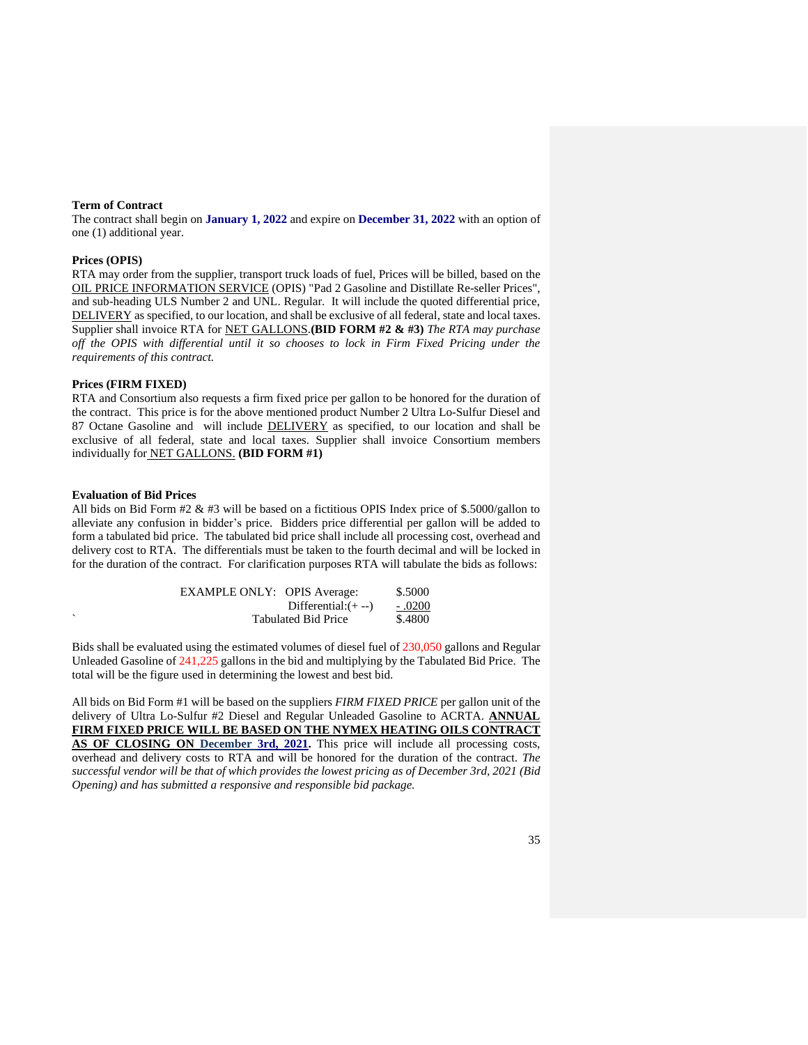### Term of Contract

The contract shall begin on **January 1, 2022** and expire on **December 31, 2022** with an option of one (1) additional year.

### Prices (OPIS)

RTA may order from the supplier, transport truck loads of fuel, Prices will be billed, based on the OIL PRICE INFORMATION SERVICE (OPIS) "Pad 2 Gasoline and Distillate Re-seller Prices", and sub-heading ULS Number 2 and UNL. Regular. It will include the quoted differential price, DELIVERY as specified, to our location, and shall be exclusive of all federal, state and local taxes. Supplier shall invoice RTA for NET GALLONS.**(BID FORM #2 & #3)** *The RTA may purchase off the OPIS with differential until it so chooses to lock in Firm Fixed Pricing under the requirements of this contract.*

### Prices (FIRM FIXED)

RTA and Consortium also requests a firm fixed price per gallon to be honored for the duration of the contract. This price is for the above mentioned product Number 2 Ultra Lo-Sulfur Diesel and 87 Octane Gasoline and will include DELIVERY as specified, to our location and shall be exclusive of all federal, state and local taxes. Supplier shall invoice Consortium members individually for NET GALLONS. **(BID FORM #1)**

### Evaluation of Bid Prices

All bids on Bid Form #2 & #3 will be based on a fictitious OPIS Index price of $.5000/gallon to alleviate any confusion in bidder's price. Bidders price differential per gallon will be added to form a tabulated bid price. The tabulated bid price shall include all processing cost, overhead and delivery cost to RTA. The differentials must be taken to the fourth decimal and will be locked in for the duration of the contract. For clarification purposes RTA will tabulate the bids as follows:

| EXAMPLE ONLY: OPIS Average: | $.5000 |
|---|---|
| Differential:(+ --) | - .0200 |
| Tabulated Bid Price | $.4800 |

Bids shall be evaluated using the estimated volumes of diesel fuel of 230,050 gallons and Regular Unleaded Gasoline of 241,225 gallons in the bid and multiplying by the Tabulated Bid Price. The total will be the figure used in determining the lowest and best bid.

All bids on Bid Form #1 will be based on the suppliers *FIRM FIXED PRICE* per gallon unit of the delivery of Ultra Lo-Sulfur #2 Diesel and Regular Unleaded Gasoline to ACRTA. **ANNUAL FIRM FIXED PRICE WILL BE BASED ON THE NYMEX HEATING OILS CONTRACT AS OF CLOSING ON December 3rd, 2021.** This price will include all processing costs, overhead and delivery costs to RTA and will be honored for the duration of the contract. *The successful vendor will be that of which provides the lowest pricing as of December 3rd, 2021 (Bid Opening) and has submitted a responsive and responsible bid package.*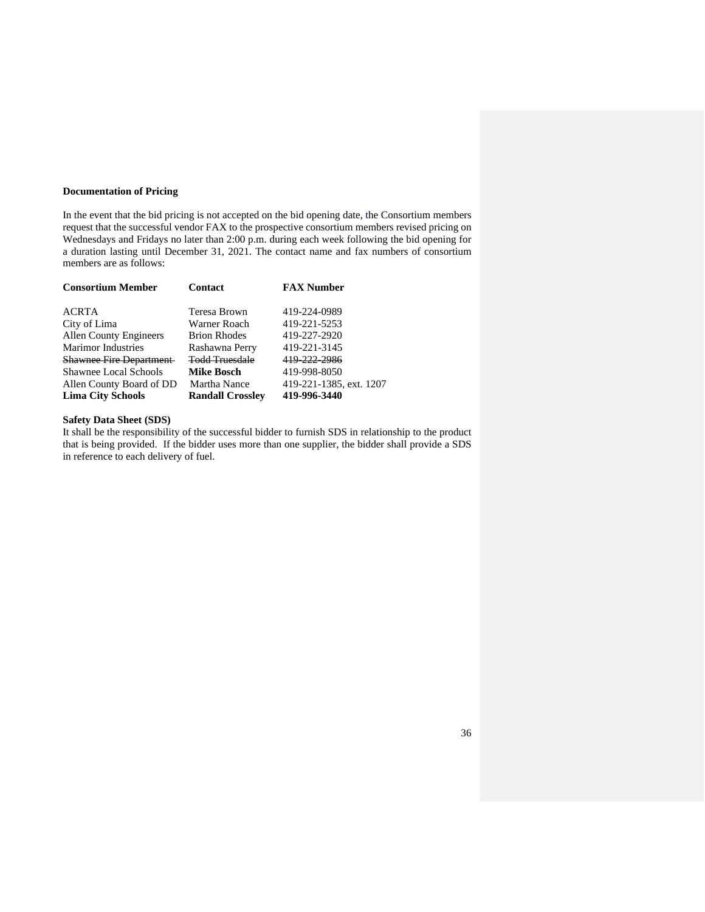**Documentation of Pricing**

In the event that the bid pricing is not accepted on the bid opening date, the Consortium members request that the successful vendor FAX to the prospective consortium members revised pricing on Wednesdays and Fridays no later than 2:00 p.m. during each week following the bid opening for a duration lasting until December 31, 2021. The contact name and fax numbers of consortium members are as follows:

| Consortium Member | Contact | FAX Number |
|---|---|---|
| ACRTA | Teresa Brown | 419-224-0989 |
| City of Lima | Warner Roach | 419-221-5253 |
| Allen County Engineers | Brion Rhodes | 419-227-2920 |
| Marimor Industries | Rashawna Perry | 419-221-3145 |
| ~~Shawnee Fire Department~~ | ~~Todd Truesdale~~ | ~~419-222-2986~~ |
| Shawnee Local Schools | **Mike Bosch** | 419-998-8050 |
| Allen County Board of DD | Martha Nance | 419-221-1385, ext. 1207 |
| **Lima City Schools** | **Randall Crossley** | **419-996-3440** |

**Safety Data Sheet (SDS)**

It shall be the responsibility of the successful bidder to furnish SDS in relationship to the product that is being provided. If the bidder uses more than one supplier, the bidder shall provide a SDS in reference to each delivery of fuel.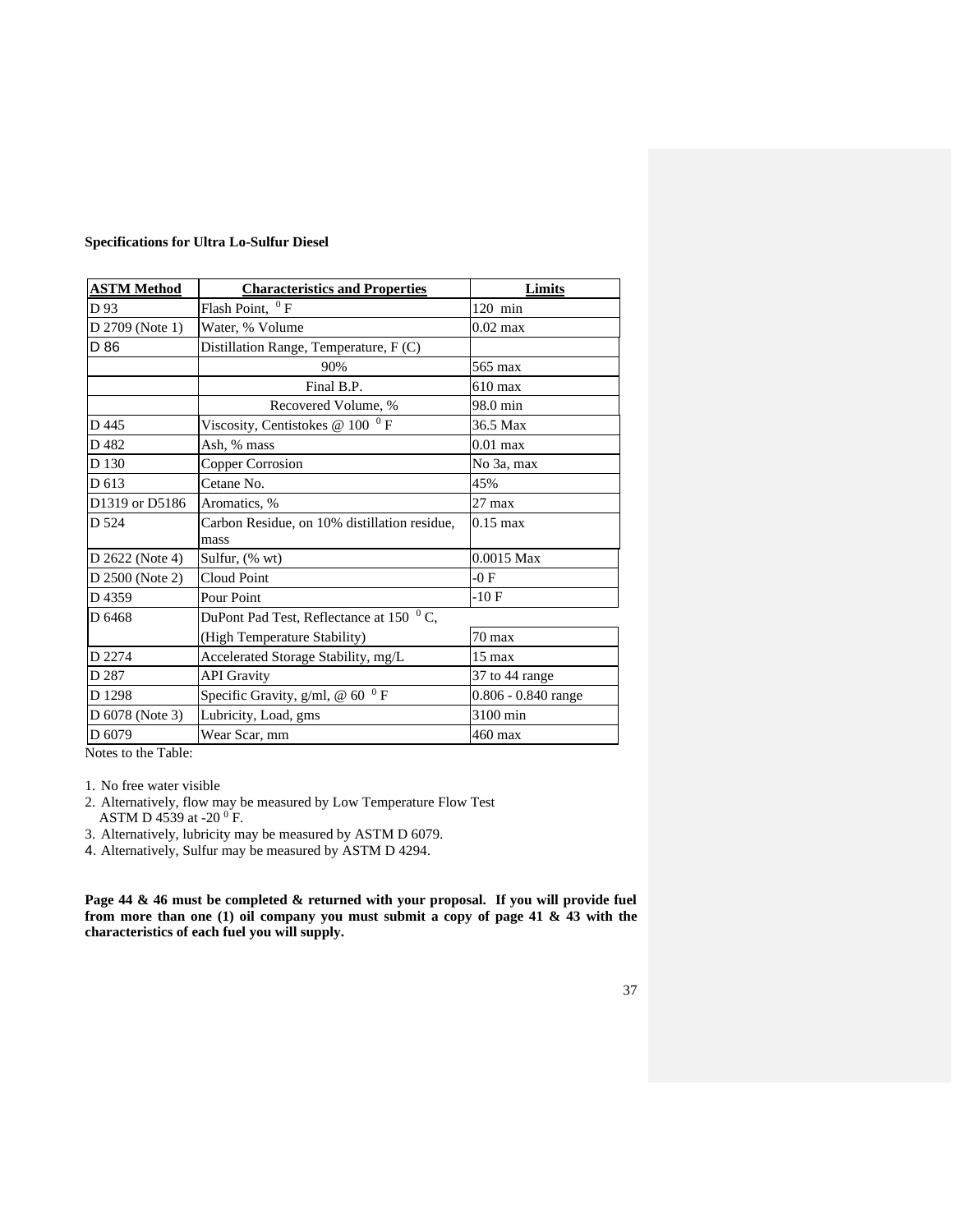**Specifications for Ultra Lo-Sulfur Diesel**

| ASTM Method | Characteristics and Properties | Limits |
| --- | --- | --- |
| D 93 | Flash Point, $^{0}$ F | 120 min |
| D 2709 (Note 1) | Water, % Volume | 0.02 max |
| D 86 | Distillation Range, Temperature, F (C) | |
| | 90% | 565 max |
| | Final B.P. | 610 max |
| | Recovered Volume, % | 98.0 min |
| D 445 | Viscosity, Centistokes @ 100 $^{0}$ F | 36.5 Max |
| D 482 | Ash, % mass | 0.01 max |
| D 130 | Copper Corrosion | No 3a, max |
| D 613 | Cetane No. | 45% |
| D1319 or D5186 | Aromatics, % | 27 max |
| D 524 | Carbon Residue, on 10% distillation residue, mass | 0.15 max |
| D 2622 (Note 4) | Sulfur, (% wt) | 0.0015 Max |
| D 2500 (Note 2) | Cloud Point | -0 F |
| D 4359 | Pour Point | -10 F |
| D 6468 | DuPont Pad Test, Reflectance at 150 $^{0}$ C, | |
| | (High Temperature Stability) | 70 max |
| D 2274 | Accelerated Storage Stability, mg/L | 15 max |
| D 287 | API Gravity | 37 to 44 range |
| D 1298 | Specific Gravity, g/ml, @ 60 $^{0}$ F | 0.806 - 0.840 range |
| D 6078 (Note 3) | Lubricity, Load, gms | 3100 min |
| D 6079 | Wear Scar, mm | 460 max |

Notes to the Table:

1. No free water visible
2. Alternatively, flow may be measured by Low Temperature Flow Test ASTM D 4539 at -20 $^{0}$ F.
3. Alternatively, lubricity may be measured by ASTM D 6079.
4. Alternatively, Sulfur may be measured by ASTM D 4294.

**Page 44 & 46 must be completed & returned with your proposal. If you will provide fuel from more than one (1) oil company you must submit a copy of page 41 & 43 with the characteristics of each fuel you will supply.**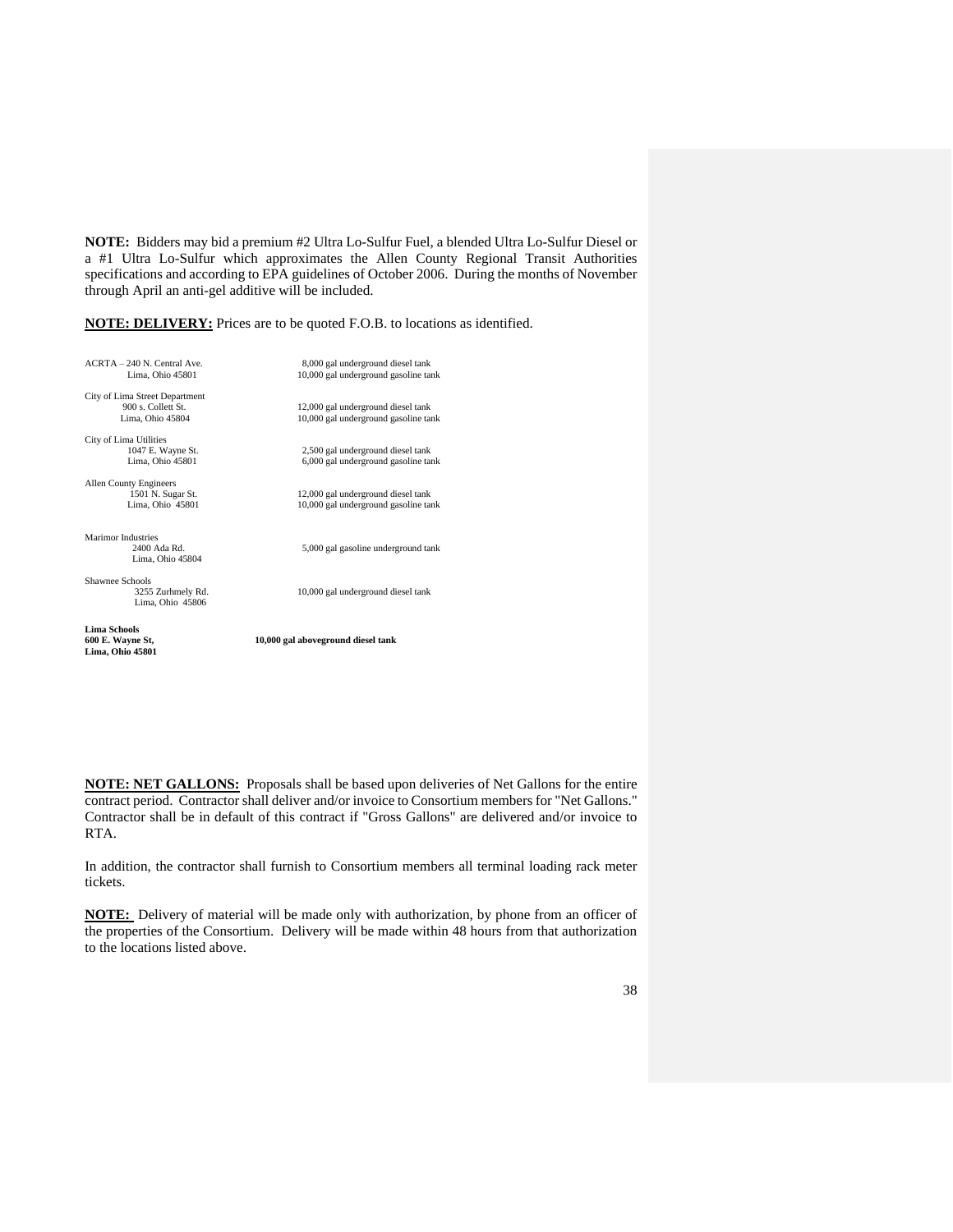**NOTE:** Bidders may bid a premium #2 Ultra Lo-Sulfur Fuel, a blended Ultra Lo-Sulfur Diesel or a #1 Ultra Lo-Sulfur which approximates the Allen County Regional Transit Authorities specifications and according to EPA guidelines of October 2006. During the months of November through April an anti-gel additive will be included.

**NOTE: DELIVERY:** Prices are to be quoted F.O.B. to locations as identified.

| Location | Tanks |
|---|---|
| ACRTA – 240 N. Central Ave.<br>Lima, Ohio 45801 | 8,000 gal underground diesel tank<br>10,000 gal underground gasoline tank |
| City of Lima Street Department<br>900 s. Collett St.<br>Lima, Ohio 45804 | 12,000 gal underground diesel tank<br>10,000 gal underground gasoline tank |
| City of Lima Utilities<br>1047 E. Wayne St.<br>Lima, Ohio 45801 | 2,500 gal underground diesel tank<br>6,000 gal underground gasoline tank |
| Allen County Engineers<br>1501 N. Sugar St.<br>Lima, Ohio 45801 | 12,000 gal underground diesel tank<br>10,000 gal underground gasoline tank |
| Marimor Industries<br>2400 Ada Rd.<br>Lima, Ohio 45804 | 5,000 gal gasoline underground tank |
| Shawnee Schools<br>3255 Zurhmely Rd.<br>Lima, Ohio 45806 | 10,000 gal underground diesel tank |
| **Lima Schools**<br>**600 E. Wayne St,**<br>**Lima, Ohio 45801** | **10,000 gal aboveground diesel tank** |

**NOTE: NET GALLONS:** Proposals shall be based upon deliveries of Net Gallons for the entire contract period. Contractor shall deliver and/or invoice to Consortium members for "Net Gallons." Contractor shall be in default of this contract if "Gross Gallons" are delivered and/or invoice to RTA.

In addition, the contractor shall furnish to Consortium members all terminal loading rack meter tickets.

**NOTE:** Delivery of material will be made only with authorization, by phone from an officer of the properties of the Consortium. Delivery will be made within 48 hours from that authorization to the locations listed above.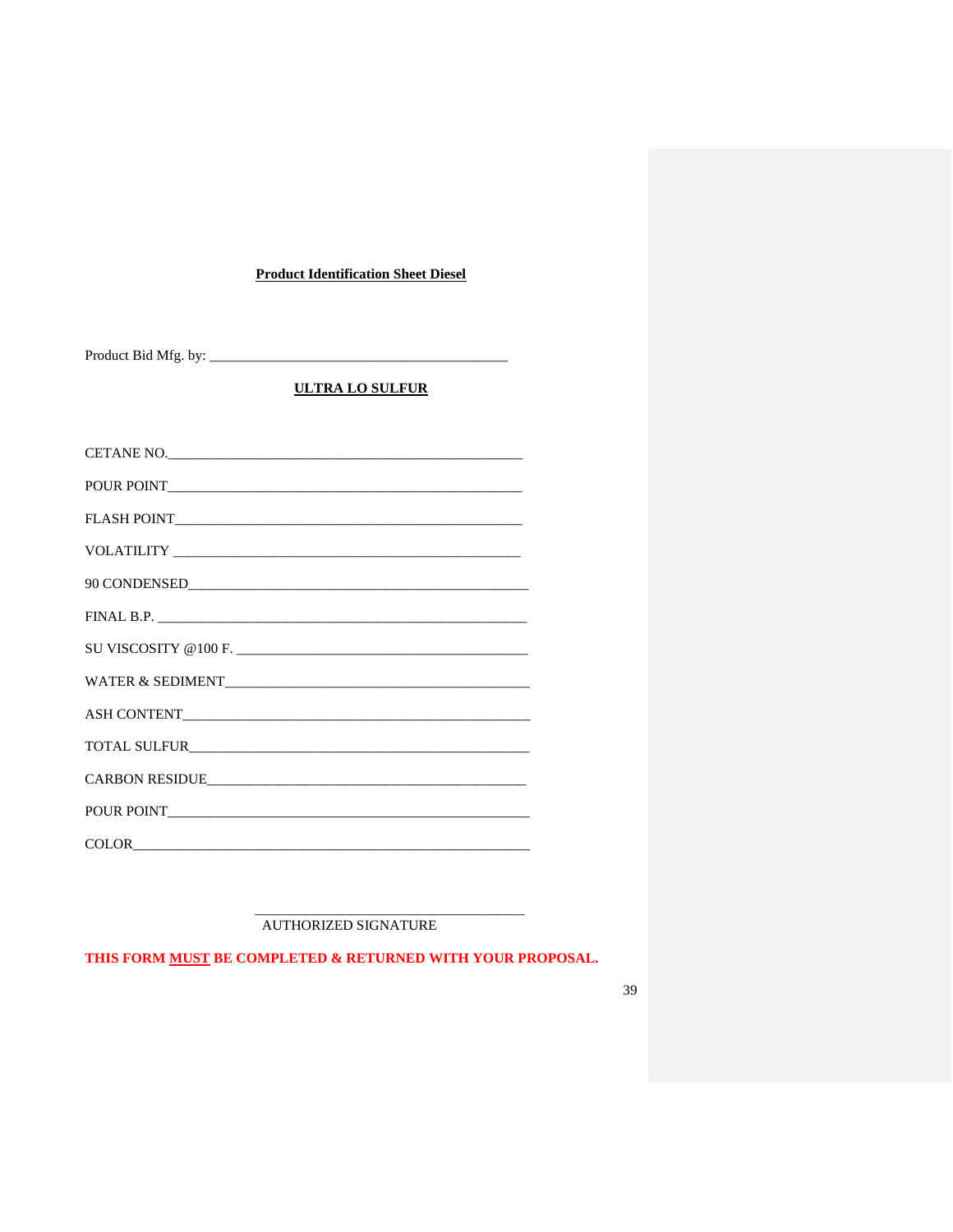**Product Identification Sheet Diesel**

Product Bid Mfg. by: ___________________________________________

**ULTRA LO SULFUR**

CETANE NO.___________________________________________________

POUR POINT___________________________________________________

FLASH POINT__________________________________________________

VOLATILITY ___________________________________________________

90 CONDENSED_________________________________________________

FINAL B.P. ____________________________________________________

SU VISCOSITY @100 F. __________________________________________

WATER & SEDIMENT_____________________________________________

ASH CONTENT__________________________________________________

TOTAL SULFUR_________________________________________________

CARBON RESIDUE______________________________________________

POUR POINT___________________________________________________

COLOR________________________________________________________

_______________________________________
AUTHORIZED SIGNATURE

**THIS FORM MUST BE COMPLETED & RETURNED WITH YOUR PROPOSAL.**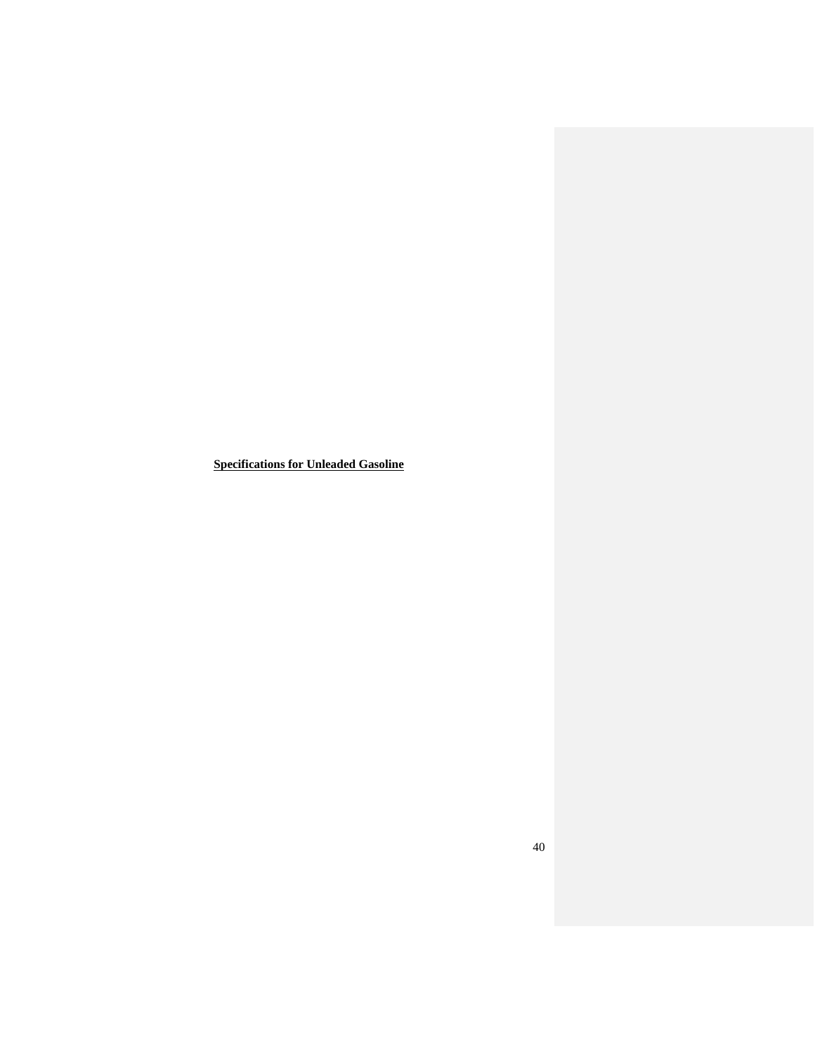**<u>Specifications for Unleaded Gasoline</u>**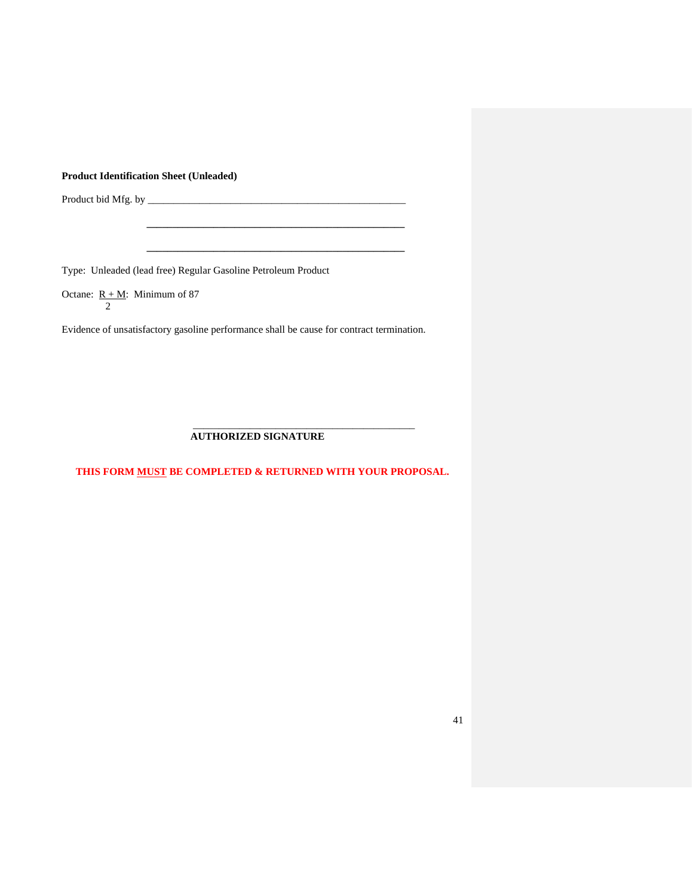**Product Identification Sheet (Unleaded)**

Product bid Mfg. by \_\_\_\_\_\_\_\_\_\_\_\_\_\_\_\_\_\_\_\_\_\_\_\_\_\_\_\_\_\_\_\_\_\_\_\_\_\_\_\_\_\_\_\_\_\_\_\_

\_\_\_\_\_\_\_\_\_\_\_\_\_\_\_\_\_\_\_\_\_\_\_\_\_\_\_\_\_\_\_\_\_\_\_\_\_\_\_\_\_\_\_\_\_\_\_\_

\_\_\_\_\_\_\_\_\_\_\_\_\_\_\_\_\_\_\_\_\_\_\_\_\_\_\_\_\_\_\_\_\_\_\_\_\_\_\_\_\_\_\_\_\_\_\_\_

Type: Unleaded (lead free) Regular Gasoline Petroleum Product

Octane: $\frac{R + M}{2}$: Minimum of 87

Evidence of unsatisfactory gasoline performance shall be cause for contract termination.

\_\_\_\_\_\_\_\_\_\_\_\_\_\_\_\_\_\_\_\_\_\_\_\_\_\_\_\_\_\_\_\_\_\_\_\_\_\_\_\_\_\_

**AUTHORIZED SIGNATURE**

**THIS FORM MUST BE COMPLETED & RETURNED WITH YOUR PROPOSAL.**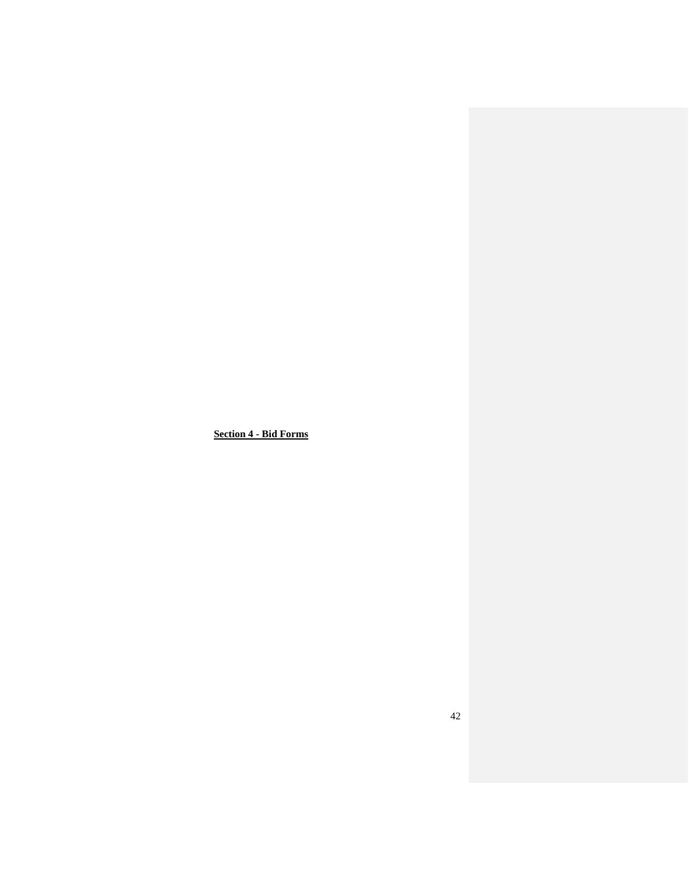**<u>Section 4 - Bid Forms</u>**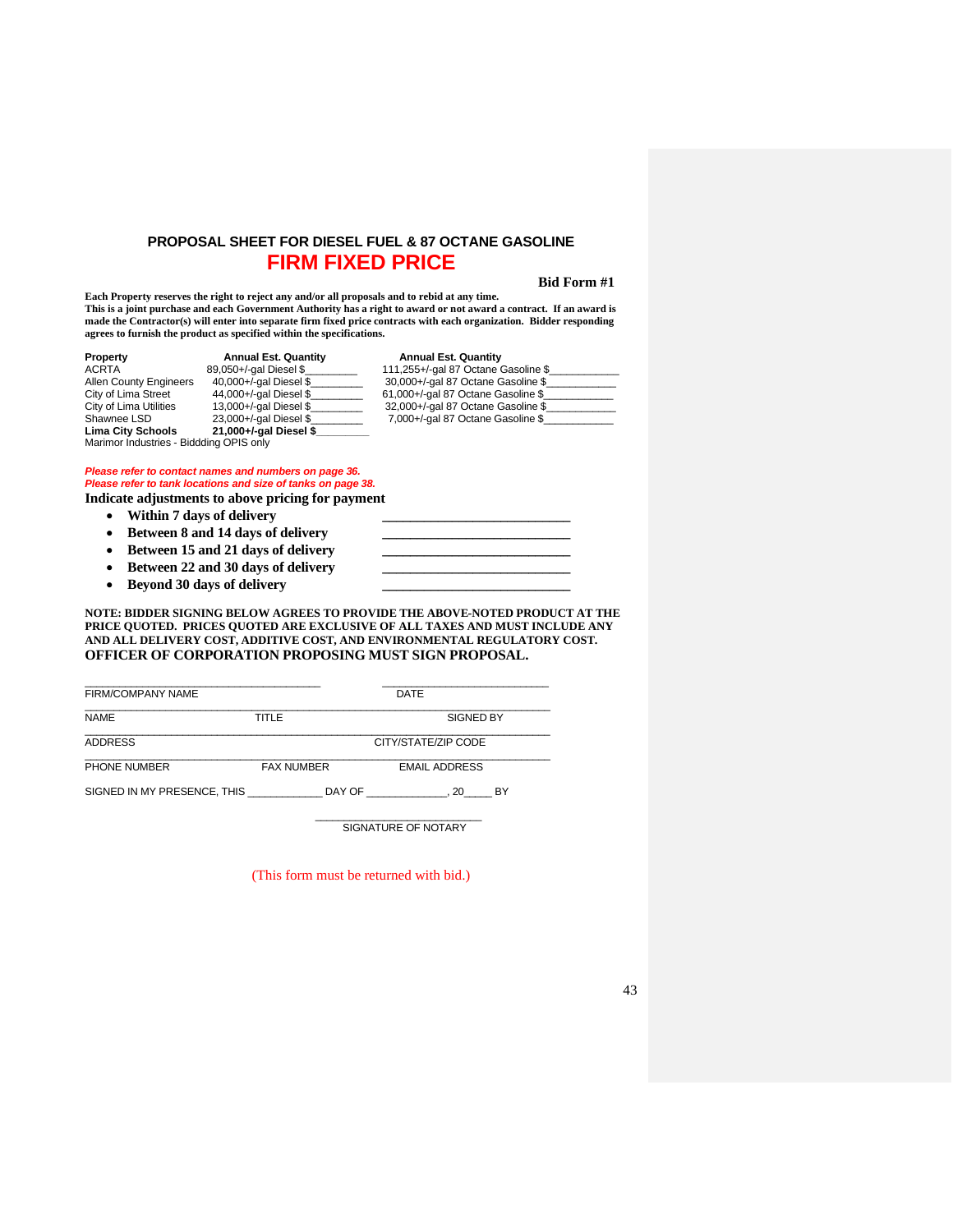## PROPOSAL SHEET FOR DIESEL FUEL & 87 OCTANE GASOLINE

## FIRM FIXED PRICE

**Bid Form #1**

**Each Property reserves the right to reject any and/or all proposals and to rebid at any time.**
**This is a joint purchase and each Government Authority has a right to award or not award a contract. If an award is made the Contractor(s) will enter into separate firm fixed price contracts with each organization. Bidder responding agrees to furnish the product as specified within the specifications.**

| **Property** | **Annual Est. Quantity** | **Annual Est. Quantity** |
|---|---|---|
| ACRTA | 89,050+/-gal Diesel $_________ | 111,255+/-gal 87 Octane Gasoline $____________ |
| Allen County Engineers | 40,000+/-gal Diesel $_________ | 30,000+/-gal 87 Octane Gasoline $____________ |
| City of Lima Street | 44,000+/-gal Diesel $_________ | 61,000+/-gal 87 Octane Gasoline $____________ |
| City of Lima Utilities | 13,000+/-gal Diesel $_________ | 32,000+/-gal 87 Octane Gasoline $____________ |
| Shawnee LSD | 23,000+/-gal Diesel $_________ | 7,000+/-gal 87 Octane Gasoline $____________ |
| **Lima City Schools** | **21,000+/-gal Diesel $_________** | |
| Marimor Industries - Biddding OPIS only | | |

*Please refer to contact names and numbers on page 36.*
*Please refer to tank locations and size of tanks on page 38.*

**Indicate adjustments to above pricing for payment**

- **Within 7 days of delivery** ____________________________
- **Between 8 and 14 days of delivery** ____________________________
- **Between 15 and 21 days of delivery** ____________________________
- **Between 22 and 30 days of delivery** ____________________________
- **Beyond 30 days of delivery** ____________________________

**NOTE: BIDDER SIGNING BELOW AGREES TO PROVIDE THE ABOVE-NOTED PRODUCT AT THE PRICE QUOTED. PRICES QUOTED ARE EXCLUSIVE OF ALL TAXES AND MUST INCLUDE ANY AND ALL DELIVERY COST, ADDITIVE COST, AND ENVIRONMENTAL REGULATORY COST.**
**OFFICER OF CORPORATION PROPOSING MUST SIGN PROPOSAL.**

___________________________________ ___________________________
FIRM/COMPANY NAME DATE

______________________________________________________________________
NAME TITLE SIGNED BY

______________________________________________________________________
ADDRESS CITY/STATE/ZIP CODE

______________________________________________________________________
PHONE NUMBER FAX NUMBER EMAIL ADDRESS

SIGNED IN MY PRESENCE, THIS ____________ DAY OF _____________, 20_____ BY

___________________________
SIGNATURE OF NOTARY

(This form must be returned with bid.)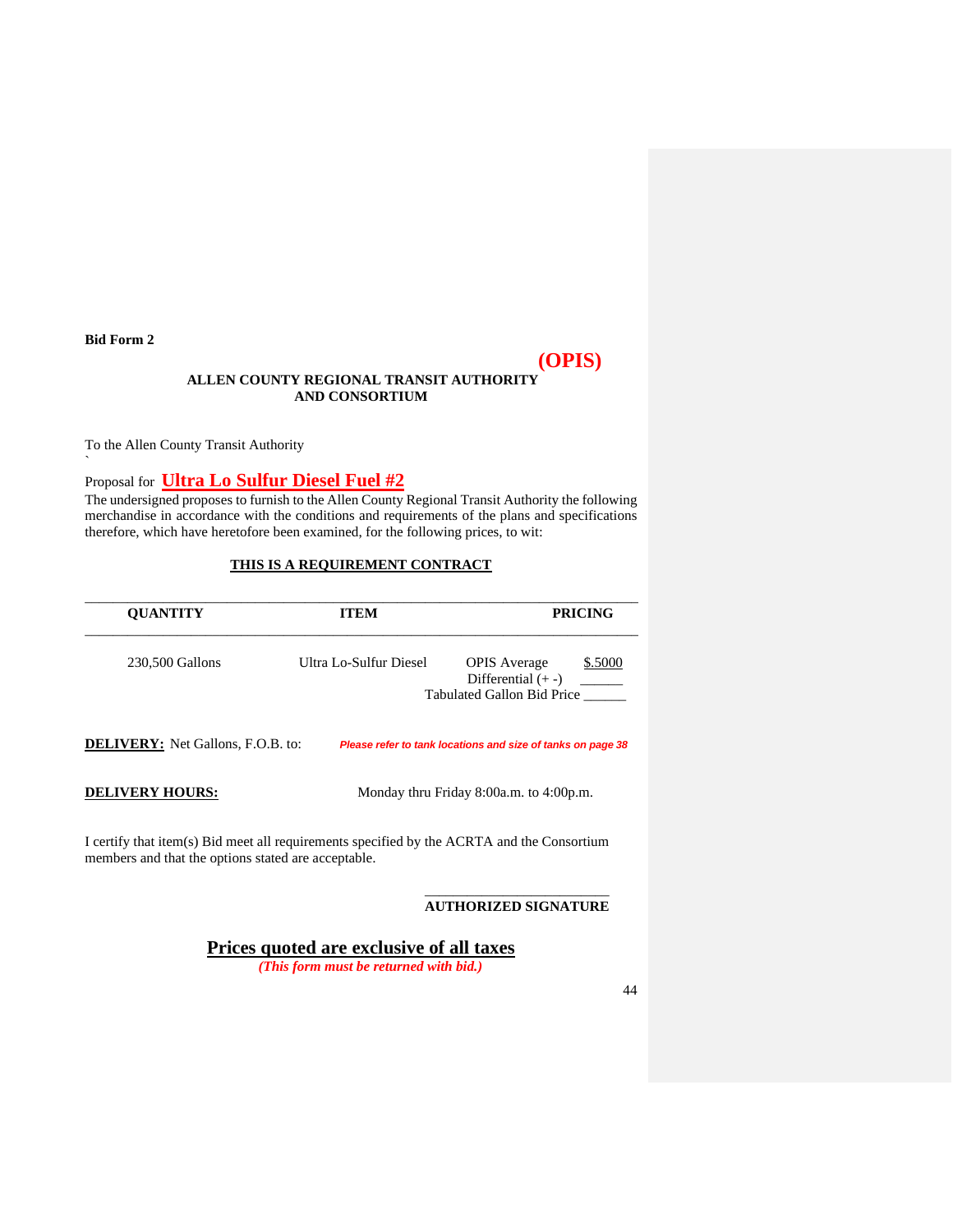**Bid Form 2**

**(OPIS)**

**ALLEN COUNTY REGIONAL TRANSIT AUTHORITY**
**AND CONSORTIUM**

To the Allen County Transit Authority
`

Proposal for **Ultra Lo Sulfur Diesel Fuel #2**

The undersigned proposes to furnish to the Allen County Regional Transit Authority the following merchandise in accordance with the conditions and requirements of the plans and specifications therefore, which have heretofore been examined, for the following prices, to wit:

**THIS IS A REQUIREMENT CONTRACT**

| QUANTITY | ITEM | PRICING | |
|---|---|---|---|
| 230,500 Gallons | Ultra Lo-Sulfur Diesel | OPIS Average | $.5000 |
| | | Differential (+ -) | ______ |
| | | Tabulated Gallon Bid Price | ______ |

**DELIVERY:** Net Gallons, F.O.B. to: ***Please refer to tank locations and size of tanks on page 38***

**DELIVERY HOURS:** Monday thru Friday 8:00a.m. to 4:00p.m.

I certify that item(s) Bid meet all requirements specified by the ACRTA and the Consortium members and that the options stated are acceptable.

_________________________
**AUTHORIZED SIGNATURE**

**Prices quoted are exclusive of all taxes**

***(This form must be returned with bid.)***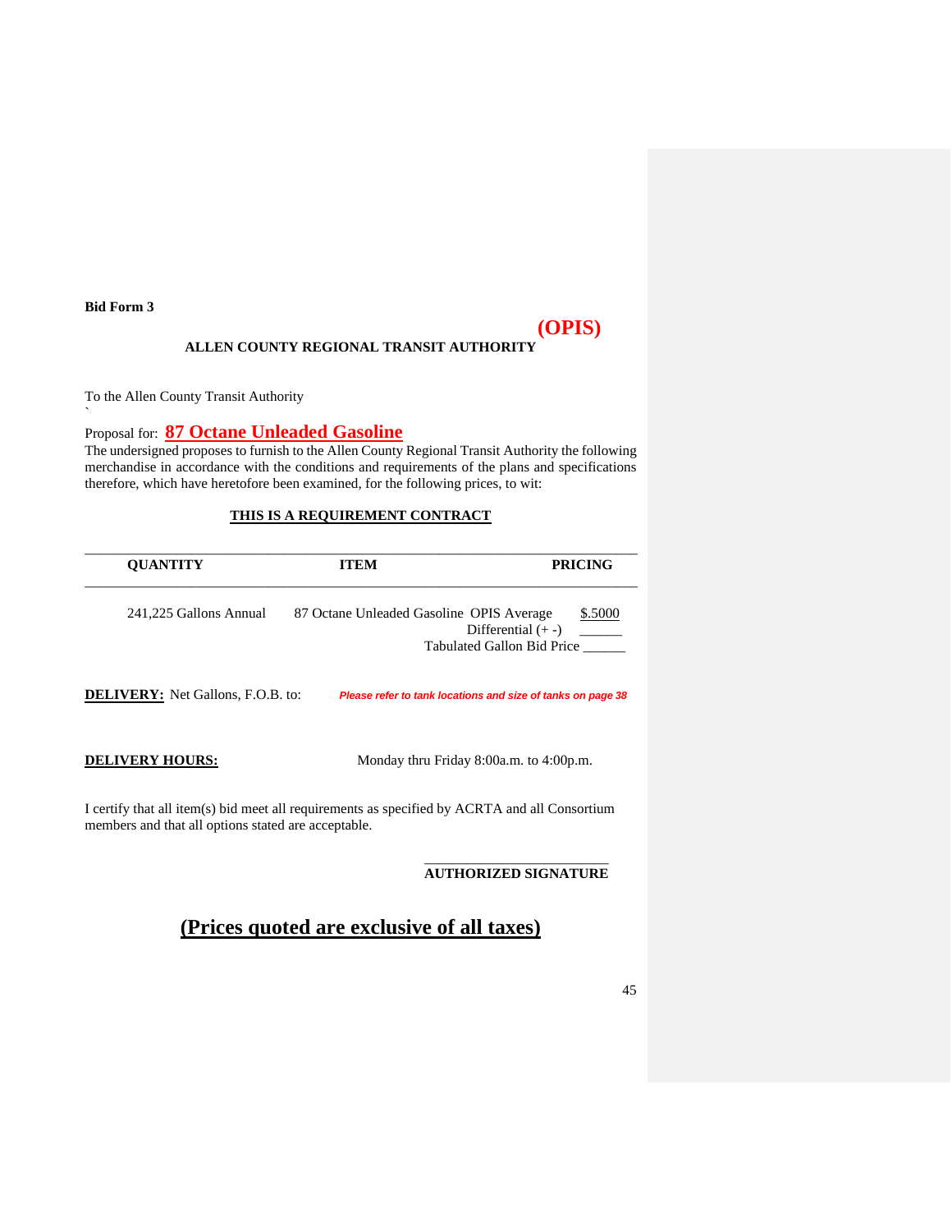**Bid Form 3**

**(OPIS)**

**ALLEN COUNTY REGIONAL TRANSIT AUTHORITY**

To the Allen County Transit Authority
`

Proposal for: **87 Octane Unleaded Gasoline**

The undersigned proposes to furnish to the Allen County Regional Transit Authority the following merchandise in accordance with the conditions and requirements of the plans and specifications therefore, which have heretofore been examined, for the following prices, to wit:

**THIS IS A REQUIREMENT CONTRACT**

| QUANTITY | ITEM | PRICING |
|---|---|---|
| 241,225 Gallons Annual | 87 Octane Unleaded Gasoline OPIS Average | $.5000 |
| | Differential (+ -) | ______ |
| | Tabulated Gallon Bid Price | ______ |

**DELIVERY:** Net Gallons, F.O.B. to: *Please refer to tank locations and size of tanks on page 38*

**DELIVERY HOURS:** Monday thru Friday 8:00a.m. to 4:00p.m.

I certify that all item(s) bid meet all requirements as specified by ACRTA and all Consortium members and that all options stated are acceptable.

_________________________
**AUTHORIZED SIGNATURE**

**(Prices quoted are exclusive of all taxes)**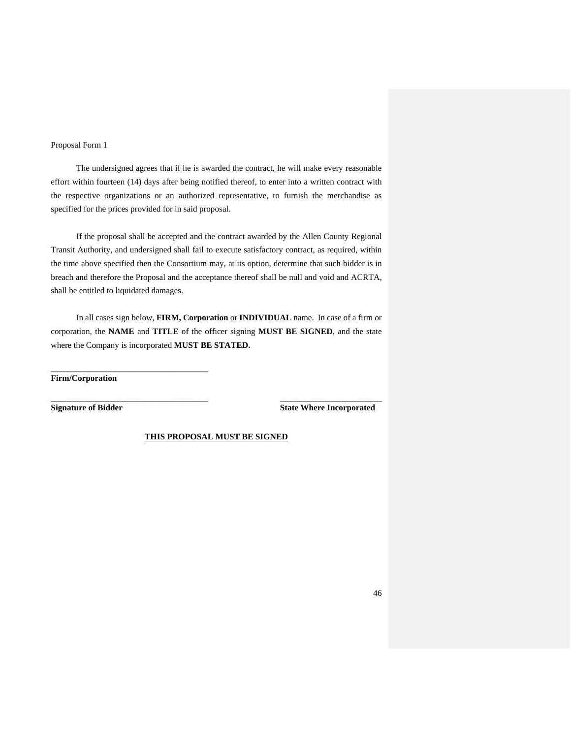Proposal Form 1

The undersigned agrees that if he is awarded the contract, he will make every reasonable effort within fourteen (14) days after being notified thereof, to enter into a written contract with the respective organizations or an authorized representative, to furnish the merchandise as specified for the prices provided for in said proposal.

If the proposal shall be accepted and the contract awarded by the Allen County Regional Transit Authority, and undersigned shall fail to execute satisfactory contract, as required, within the time above specified then the Consortium may, at its option, determine that such bidder is in breach and therefore the Proposal and the acceptance thereof shall be null and void and ACRTA, shall be entitled to liquidated damages.

In all cases sign below, **FIRM, Corporation** or **INDIVIDUAL** name. In case of a firm or corporation, the **NAME** and **TITLE** of the officer signing **MUST BE SIGNED**, and the state where the Company is incorporated **MUST BE STATED.**

_____________________________________
**Firm/Corporation**

_____________________________________ ________________________
**Signature of Bidder** **State Where Incorporated**

**<u>THIS PROPOSAL MUST BE SIGNED</u>**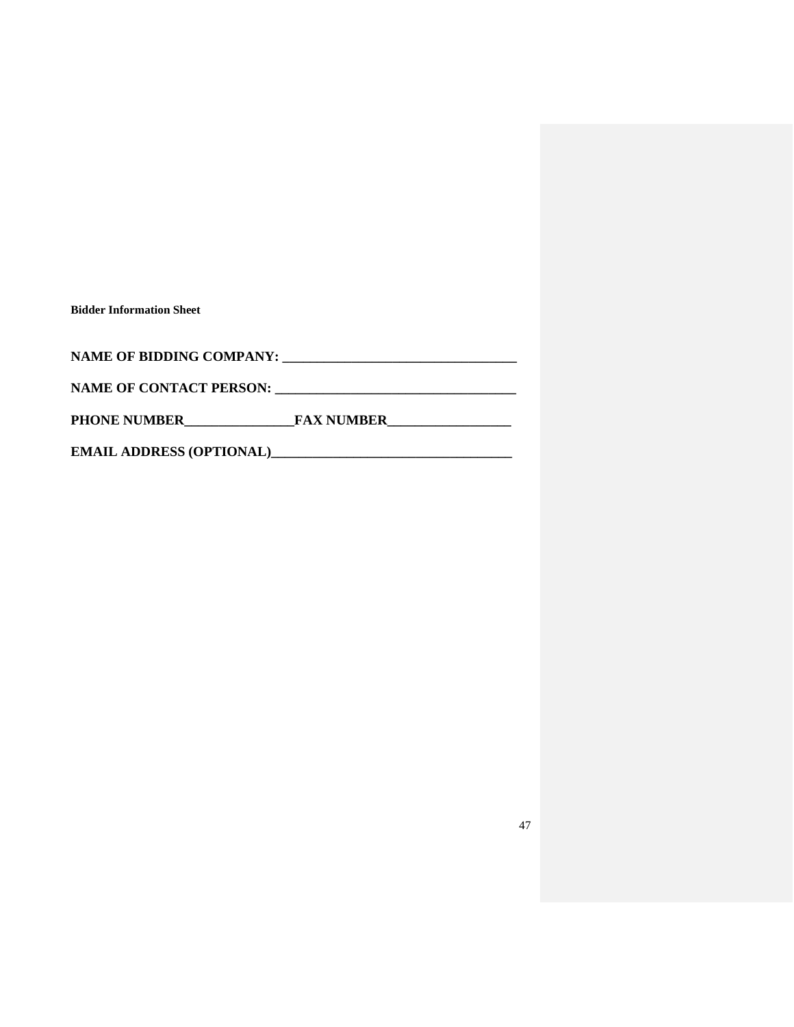**Bidder Information Sheet**

**NAME OF BIDDING COMPANY: ___________________________________**

**NAME OF CONTACT PERSON: ___________________________________**

**PHONE NUMBER________________FAX NUMBER__________________**

**EMAIL ADDRESS (OPTIONAL)___________________________________**